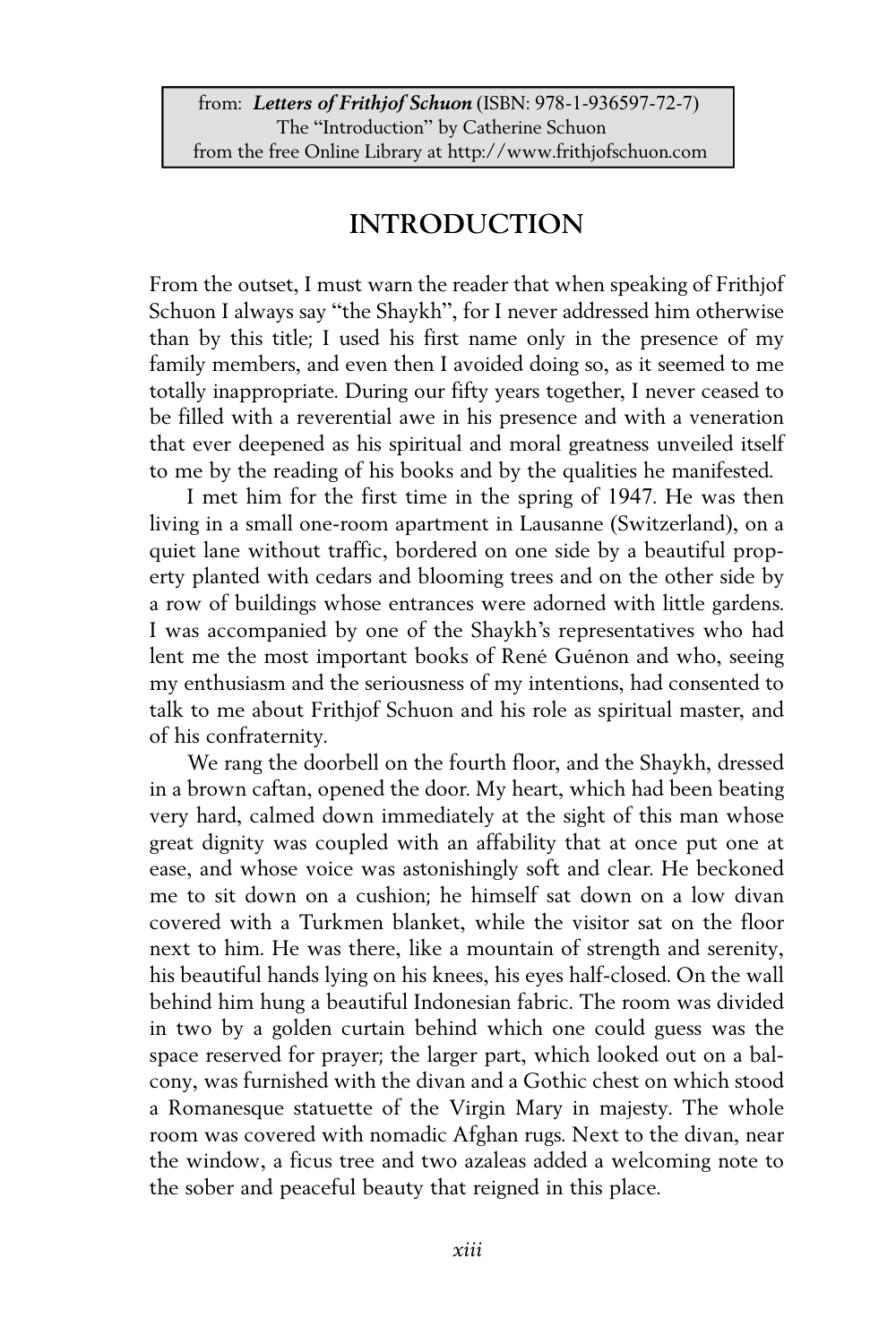from: ***Letters of Frithjof Schuon*** (ISBN: 978-1-936597-72-7)
The "Introduction" by Catherine Schuon
from the free Online Library at http://www.frithjofschuon.com

## INTRODUCTION

From the outset, I must warn the reader that when speaking of Frithjof Schuon I always say "the Shaykh", for I never addressed him otherwise than by this title; I used his first name only in the presence of my family members, and even then I avoided doing so, as it seemed to me totally inappropriate. During our fifty years together, I never ceased to be filled with a reverential awe in his presence and with a veneration that ever deepened as his spiritual and moral greatness unveiled itself to me by the reading of his books and by the qualities he manifested.

I met him for the first time in the spring of 1947. He was then living in a small one-room apartment in Lausanne (Switzerland), on a quiet lane without traffic, bordered on one side by a beautiful property planted with cedars and blooming trees and on the other side by a row of buildings whose entrances were adorned with little gardens. I was accompanied by one of the Shaykh's representatives who had lent me the most important books of René Guénon and who, seeing my enthusiasm and the seriousness of my intentions, had consented to talk to me about Frithjof Schuon and his role as spiritual master, and of his confraternity.

We rang the doorbell on the fourth floor, and the Shaykh, dressed in a brown caftan, opened the door. My heart, which had been beating very hard, calmed down immediately at the sight of this man whose great dignity was coupled with an affability that at once put one at ease, and whose voice was astonishingly soft and clear. He beckoned me to sit down on a cushion; he himself sat down on a low divan covered with a Turkmen blanket, while the visitor sat on the floor next to him. He was there, like a mountain of strength and serenity, his beautiful hands lying on his knees, his eyes half-closed. On the wall behind him hung a beautiful Indonesian fabric. The room was divided in two by a golden curtain behind which one could guess was the space reserved for prayer; the larger part, which looked out on a balcony, was furnished with the divan and a Gothic chest on which stood a Romanesque statuette of the Virgin Mary in majesty. The whole room was covered with nomadic Afghan rugs. Next to the divan, near the window, a ficus tree and two azaleas added a welcoming note to the sober and peaceful beauty that reigned in this place.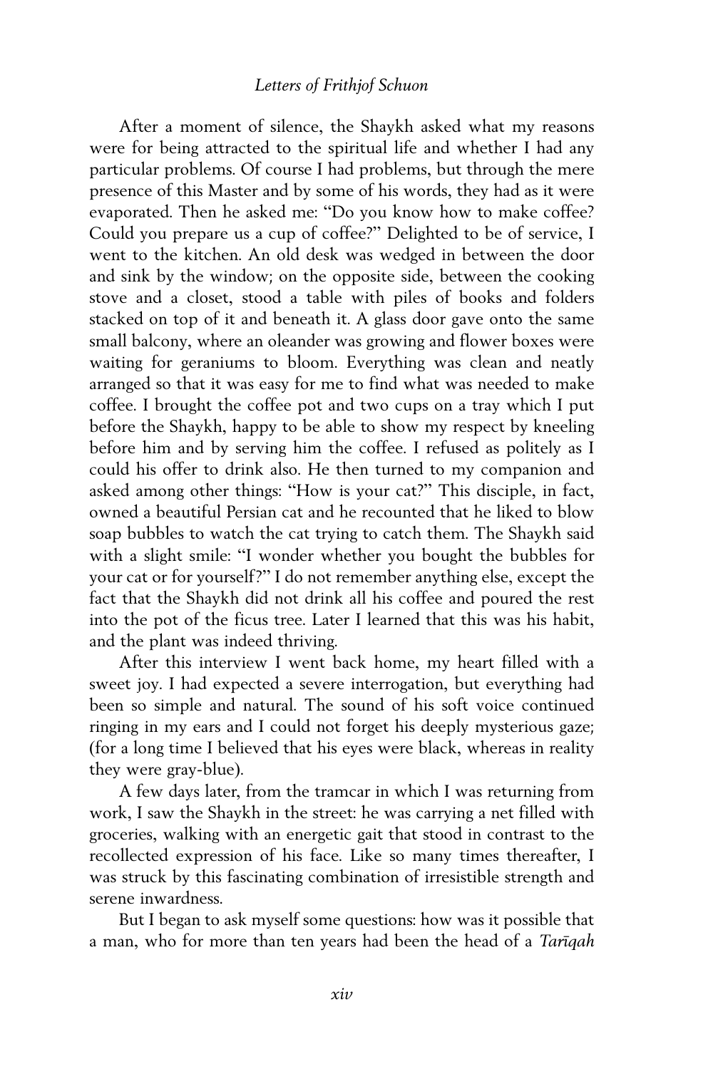After a moment of silence, the Shaykh asked what my reasons were for being attracted to the spiritual life and whether I had any particular problems. Of course I had problems, but through the mere presence of this Master and by some of his words, they had as it were evaporated. Then he asked me: "Do you know how to make coffee? Could you prepare us a cup of coffee?" Delighted to be of service, I went to the kitchen. An old desk was wedged in between the door and sink by the window; on the opposite side, between the cooking stove and a closet, stood a table with piles of books and folders stacked on top of it and beneath it. A glass door gave onto the same small balcony, where an oleander was growing and flower boxes were waiting for geraniums to bloom. Everything was clean and neatly arranged so that it was easy for me to find what was needed to make coffee. I brought the coffee pot and two cups on a tray which I put before the Shaykh, happy to be able to show my respect by kneeling before him and by serving him the coffee. I refused as politely as I could his offer to drink also. He then turned to my companion and asked among other things: "How is your cat?" This disciple, in fact, owned a beautiful Persian cat and he recounted that he liked to blow soap bubbles to watch the cat trying to catch them. The Shaykh said with a slight smile: "I wonder whether you bought the bubbles for your cat or for yourself?" I do not remember anything else, except the fact that the Shaykh did not drink all his coffee and poured the rest into the pot of the ficus tree. Later I learned that this was his habit, and the plant was indeed thriving.

After this interview I went back home, my heart filled with a sweet joy. I had expected a severe interrogation, but everything had been so simple and natural. The sound of his soft voice continued ringing in my ears and I could not forget his deeply mysterious gaze; (for a long time I believed that his eyes were black, whereas in reality they were gray-blue).

A few days later, from the tramcar in which I was returning from work, I saw the Shaykh in the street: he was carrying a net filled with groceries, walking with an energetic gait that stood in contrast to the recollected expression of his face. Like so many times thereafter, I was struck by this fascinating combination of irresistible strength and serene inwardness.

But I began to ask myself some questions: how was it possible that a man, who for more than ten years had been the head of a *Tarīqah*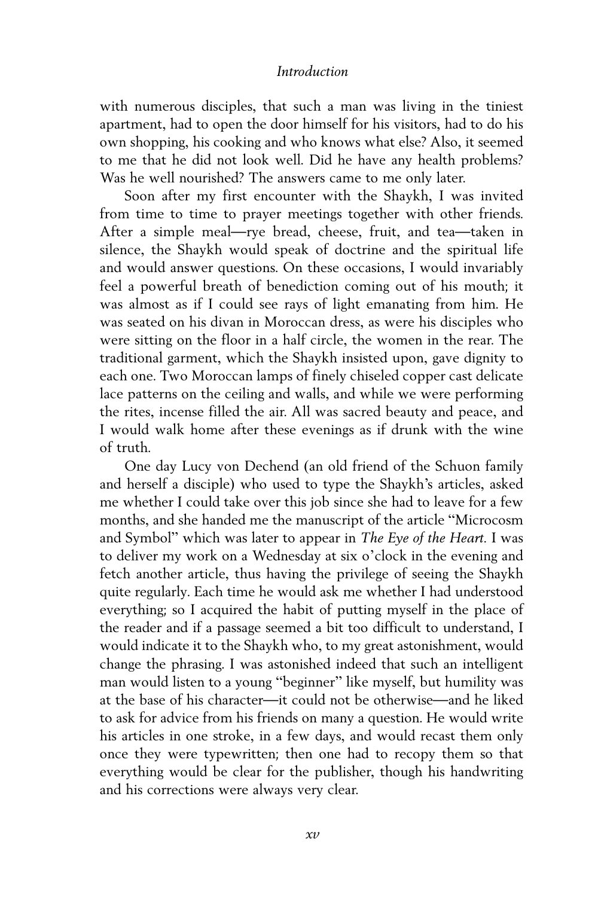with numerous disciples, that such a man was living in the tiniest apartment, had to open the door himself for his visitors, had to do his own shopping, his cooking and who knows what else? Also, it seemed to me that he did not look well. Did he have any health problems? Was he well nourished? The answers came to me only later.

Soon after my first encounter with the Shaykh, I was invited from time to time to prayer meetings together with other friends. After a simple meal—rye bread, cheese, fruit, and tea—taken in silence, the Shaykh would speak of doctrine and the spiritual life and would answer questions. On these occasions, I would invariably feel a powerful breath of benediction coming out of his mouth; it was almost as if I could see rays of light emanating from him. He was seated on his divan in Moroccan dress, as were his disciples who were sitting on the floor in a half circle, the women in the rear. The traditional garment, which the Shaykh insisted upon, gave dignity to each one. Two Moroccan lamps of finely chiseled copper cast delicate lace patterns on the ceiling and walls, and while we were performing the rites, incense filled the air. All was sacred beauty and peace, and I would walk home after these evenings as if drunk with the wine of truth.

One day Lucy von Dechend (an old friend of the Schuon family and herself a disciple) who used to type the Shaykh's articles, asked me whether I could take over this job since she had to leave for a few months, and she handed me the manuscript of the article "Microcosm and Symbol" which was later to appear in *The Eye of the Heart*. I was to deliver my work on a Wednesday at six o'clock in the evening and fetch another article, thus having the privilege of seeing the Shaykh quite regularly. Each time he would ask me whether I had understood everything; so I acquired the habit of putting myself in the place of the reader and if a passage seemed a bit too difficult to understand, I would indicate it to the Shaykh who, to my great astonishment, would change the phrasing. I was astonished indeed that such an intelligent man would listen to a young "beginner" like myself, but humility was at the base of his character—it could not be otherwise—and he liked to ask for advice from his friends on many a question. He would write his articles in one stroke, in a few days, and would recast them only once they were typewritten; then one had to recopy them so that everything would be clear for the publisher, though his handwriting and his corrections were always very clear.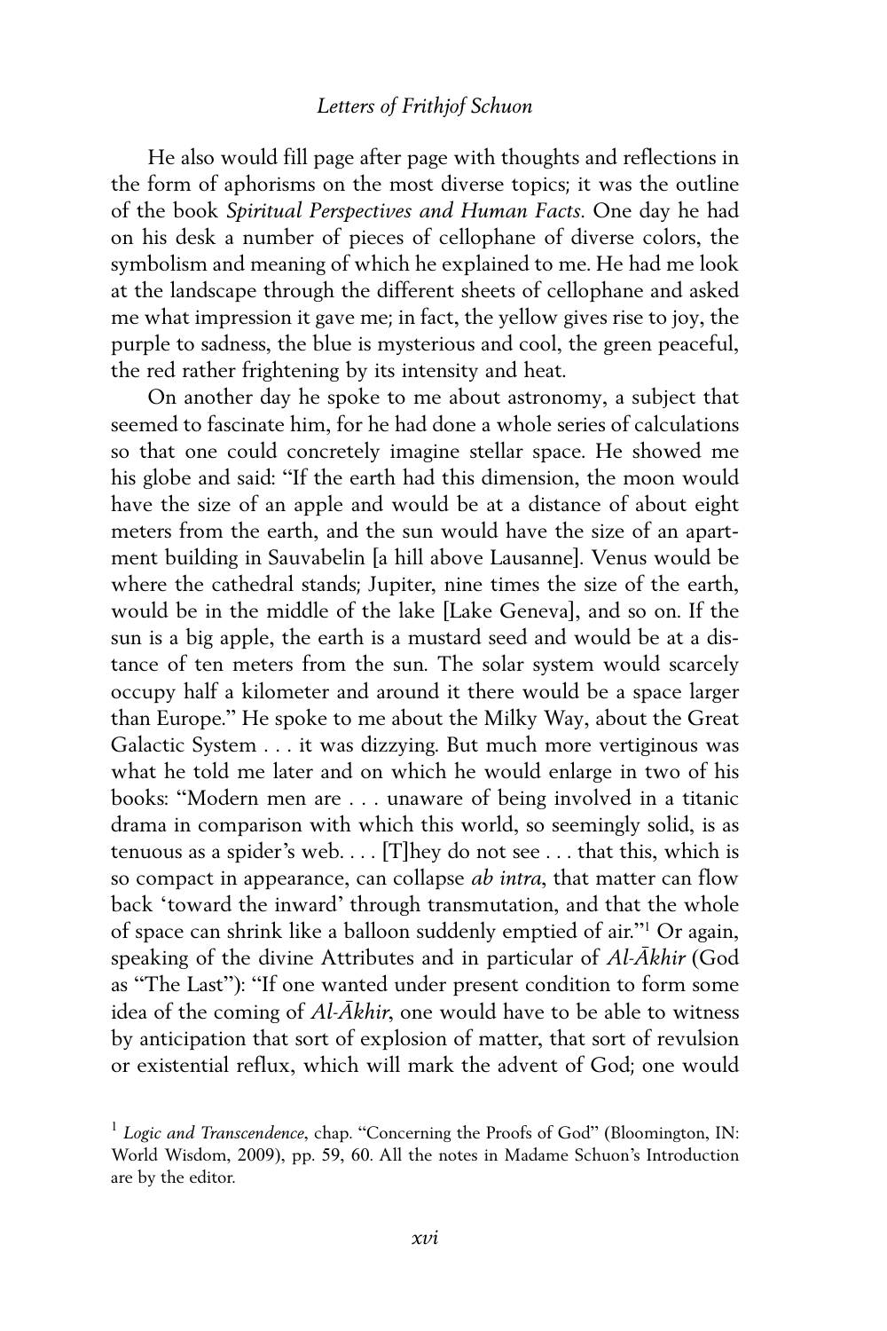He also would fill page after page with thoughts and reflections in the form of aphorisms on the most diverse topics; it was the outline of the book *Spiritual Perspectives and Human Facts*. One day he had on his desk a number of pieces of cellophane of diverse colors, the symbolism and meaning of which he explained to me. He had me look at the landscape through the different sheets of cellophane and asked me what impression it gave me; in fact, the yellow gives rise to joy, the purple to sadness, the blue is mysterious and cool, the green peaceful, the red rather frightening by its intensity and heat.

On another day he spoke to me about astronomy, a subject that seemed to fascinate him, for he had done a whole series of calculations so that one could concretely imagine stellar space. He showed me his globe and said: "If the earth had this dimension, the moon would have the size of an apple and would be at a distance of about eight meters from the earth, and the sun would have the size of an apartment building in Sauvabelin [a hill above Lausanne]. Venus would be where the cathedral stands; Jupiter, nine times the size of the earth, would be in the middle of the lake [Lake Geneva], and so on. If the sun is a big apple, the earth is a mustard seed and would be at a distance of ten meters from the sun. The solar system would scarcely occupy half a kilometer and around it there would be a space larger than Europe." He spoke to me about the Milky Way, about the Great Galactic System . . . it was dizzying. But much more vertiginous was what he told me later and on which he would enlarge in two of his books: "Modern men are . . . unaware of being involved in a titanic drama in comparison with which this world, so seemingly solid, is as tenuous as a spider's web. . . . [T]hey do not see . . . that this, which is so compact in appearance, can collapse *ab intra*, that matter can flow back 'toward the inward' through transmutation, and that the whole of space can shrink like a balloon suddenly emptied of air."[1] Or again, speaking of the divine Attributes and in particular of *Al-Ākhir* (God as "The Last"): "If one wanted under present condition to form some idea of the coming of *Al-Ākhir*, one would have to be able to witness by anticipation that sort of explosion of matter, that sort of revulsion or existential reflux, which will mark the advent of God; one would

[1] *Logic and Transcendence*, chap. "Concerning the Proofs of God" (Bloomington, IN: World Wisdom, 2009), pp. 59, 60. All the notes in Madame Schuon's Introduction are by the editor.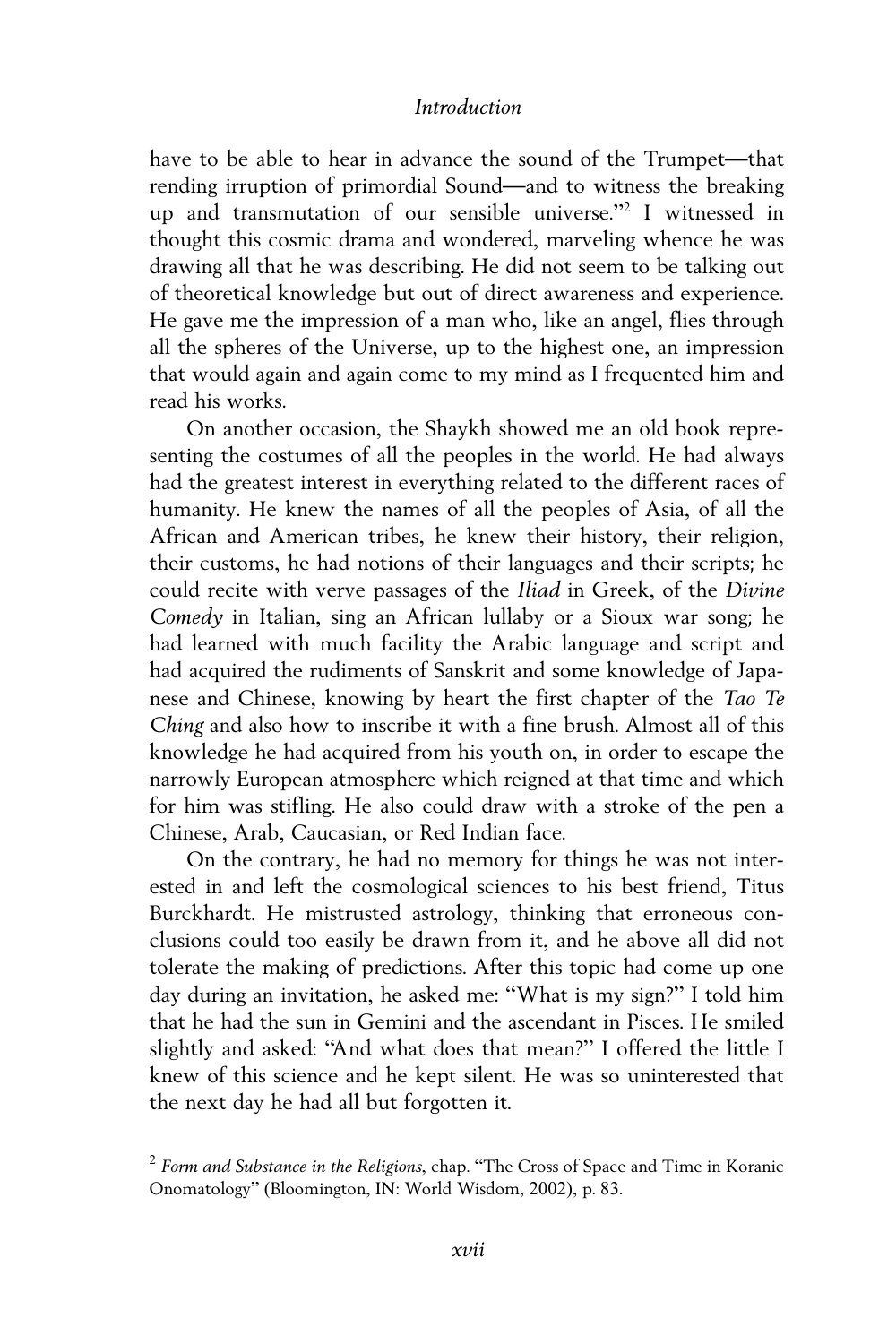have to be able to hear in advance the sound of the Trumpet—that rending irruption of primordial Sound—and to witness the breaking up and transmutation of our sensible universe."[2] I witnessed in thought this cosmic drama and wondered, marveling whence he was drawing all that he was describing. He did not seem to be talking out of theoretical knowledge but out of direct awareness and experience. He gave me the impression of a man who, like an angel, flies through all the spheres of the Universe, up to the highest one, an impression that would again and again come to my mind as I frequented him and read his works.

On another occasion, the Shaykh showed me an old book representing the costumes of all the peoples in the world. He had always had the greatest interest in everything related to the different races of humanity. He knew the names of all the peoples of Asia, of all the African and American tribes, he knew their history, their religion, their customs, he had notions of their languages and their scripts; he could recite with verve passages of the *Iliad* in Greek, of the *Divine Comedy* in Italian, sing an African lullaby or a Sioux war song; he had learned with much facility the Arabic language and script and had acquired the rudiments of Sanskrit and some knowledge of Japanese and Chinese, knowing by heart the first chapter of the *Tao Te Ching* and also how to inscribe it with a fine brush. Almost all of this knowledge he had acquired from his youth on, in order to escape the narrowly European atmosphere which reigned at that time and which for him was stifling. He also could draw with a stroke of the pen a Chinese, Arab, Caucasian, or Red Indian face.

On the contrary, he had no memory for things he was not interested in and left the cosmological sciences to his best friend, Titus Burckhardt. He mistrusted astrology, thinking that erroneous conclusions could too easily be drawn from it, and he above all did not tolerate the making of predictions. After this topic had come up one day during an invitation, he asked me: "What is my sign?" I told him that he had the sun in Gemini and the ascendant in Pisces. He smiled slightly and asked: "And what does that mean?" I offered the little I knew of this science and he kept silent. He was so uninterested that the next day he had all but forgotten it.

[2] *Form and Substance in the Religions*, chap. "The Cross of Space and Time in Koranic Onomatology" (Bloomington, IN: World Wisdom, 2002), p. 83.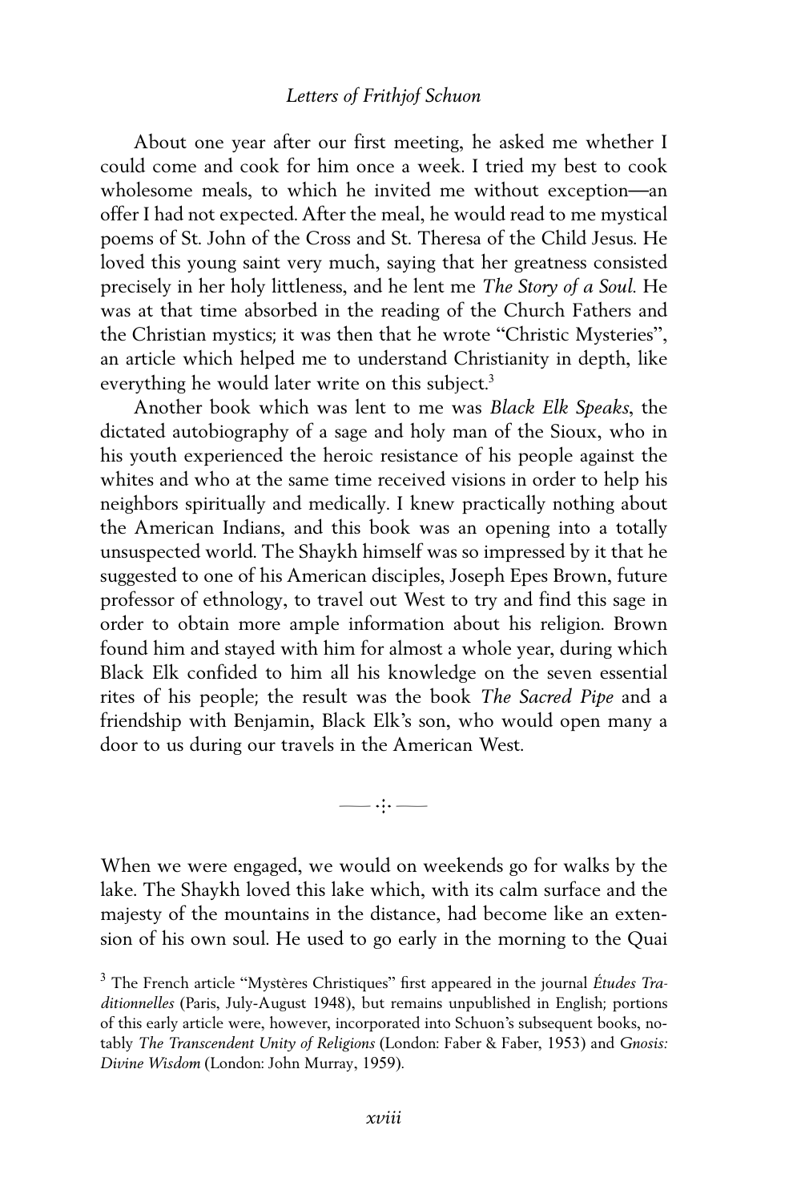About one year after our first meeting, he asked me whether I could come and cook for him once a week. I tried my best to cook wholesome meals, to which he invited me without exception—an offer I had not expected. After the meal, he would read to me mystical poems of St. John of the Cross and St. Theresa of the Child Jesus. He loved this young saint very much, saying that her greatness consisted precisely in her holy littleness, and he lent me *The Story of a Soul.* He was at that time absorbed in the reading of the Church Fathers and the Christian mystics; it was then that he wrote "Christic Mysteries", an article which helped me to understand Christianity in depth, like everything he would later write on this subject.[3]

Another book which was lent to me was *Black Elk Speaks*, the dictated autobiography of a sage and holy man of the Sioux, who in his youth experienced the heroic resistance of his people against the whites and who at the same time received visions in order to help his neighbors spiritually and medically. I knew practically nothing about the American Indians, and this book was an opening into a totally unsuspected world. The Shaykh himself was so impressed by it that he suggested to one of his American disciples, Joseph Epes Brown, future professor of ethnology, to travel out West to try and find this sage in order to obtain more ample information about his religion. Brown found him and stayed with him for almost a whole year, during which Black Elk confided to him all his knowledge on the seven essential rites of his people; the result was the book *The Sacred Pipe* and a friendship with Benjamin, Black Elk's son, who would open many a door to us during our travels in the American West.

—— ·:· ——

When we were engaged, we would on weekends go for walks by the lake. The Shaykh loved this lake which, with its calm surface and the majesty of the mountains in the distance, had become like an extension of his own soul. He used to go early in the morning to the Quai

[3] The French article "Mystères Christiques" first appeared in the journal *Études Traditionnelles* (Paris, July-August 1948), but remains unpublished in English; portions of this early article were, however, incorporated into Schuon's subsequent books, notably *The Transcendent Unity of Religions* (London: Faber & Faber, 1953) and *Gnosis: Divine Wisdom* (London: John Murray, 1959).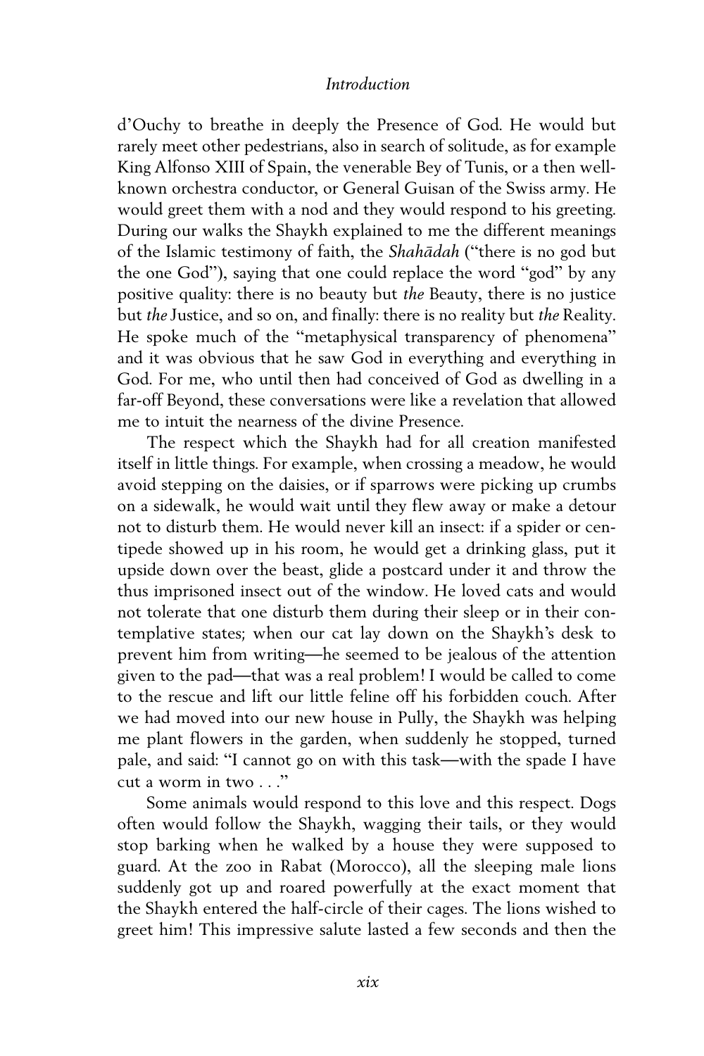d'Ouchy to breathe in deeply the Presence of God. He would but rarely meet other pedestrians, also in search of solitude, as for example King Alfonso XIII of Spain, the venerable Bey of Tunis, or a then well-known orchestra conductor, or General Guisan of the Swiss army. He would greet them with a nod and they would respond to his greeting. During our walks the Shaykh explained to me the different meanings of the Islamic testimony of faith, the *Shahādah* ("there is no god but the one God"), saying that one could replace the word "god" by any positive quality: there is no beauty but *the* Beauty, there is no justice but *the* Justice, and so on, and finally: there is no reality but *the* Reality. He spoke much of the "metaphysical transparency of phenomena" and it was obvious that he saw God in everything and everything in God. For me, who until then had conceived of God as dwelling in a far-off Beyond, these conversations were like a revelation that allowed me to intuit the nearness of the divine Presence.

The respect which the Shaykh had for all creation manifested itself in little things. For example, when crossing a meadow, he would avoid stepping on the daisies, or if sparrows were picking up crumbs on a sidewalk, he would wait until they flew away or make a detour not to disturb them. He would never kill an insect: if a spider or centipede showed up in his room, he would get a drinking glass, put it upside down over the beast, glide a postcard under it and throw the thus imprisoned insect out of the window. He loved cats and would not tolerate that one disturb them during their sleep or in their contemplative states; when our cat lay down on the Shaykh's desk to prevent him from writing—he seemed to be jealous of the attention given to the pad—that was a real problem! I would be called to come to the rescue and lift our little feline off his forbidden couch. After we had moved into our new house in Pully, the Shaykh was helping me plant flowers in the garden, when suddenly he stopped, turned pale, and said: "I cannot go on with this task—with the spade I have cut a worm in two . . ."

Some animals would respond to this love and this respect. Dogs often would follow the Shaykh, wagging their tails, or they would stop barking when he walked by a house they were supposed to guard. At the zoo in Rabat (Morocco), all the sleeping male lions suddenly got up and roared powerfully at the exact moment that the Shaykh entered the half-circle of their cages. The lions wished to greet him! This impressive salute lasted a few seconds and then the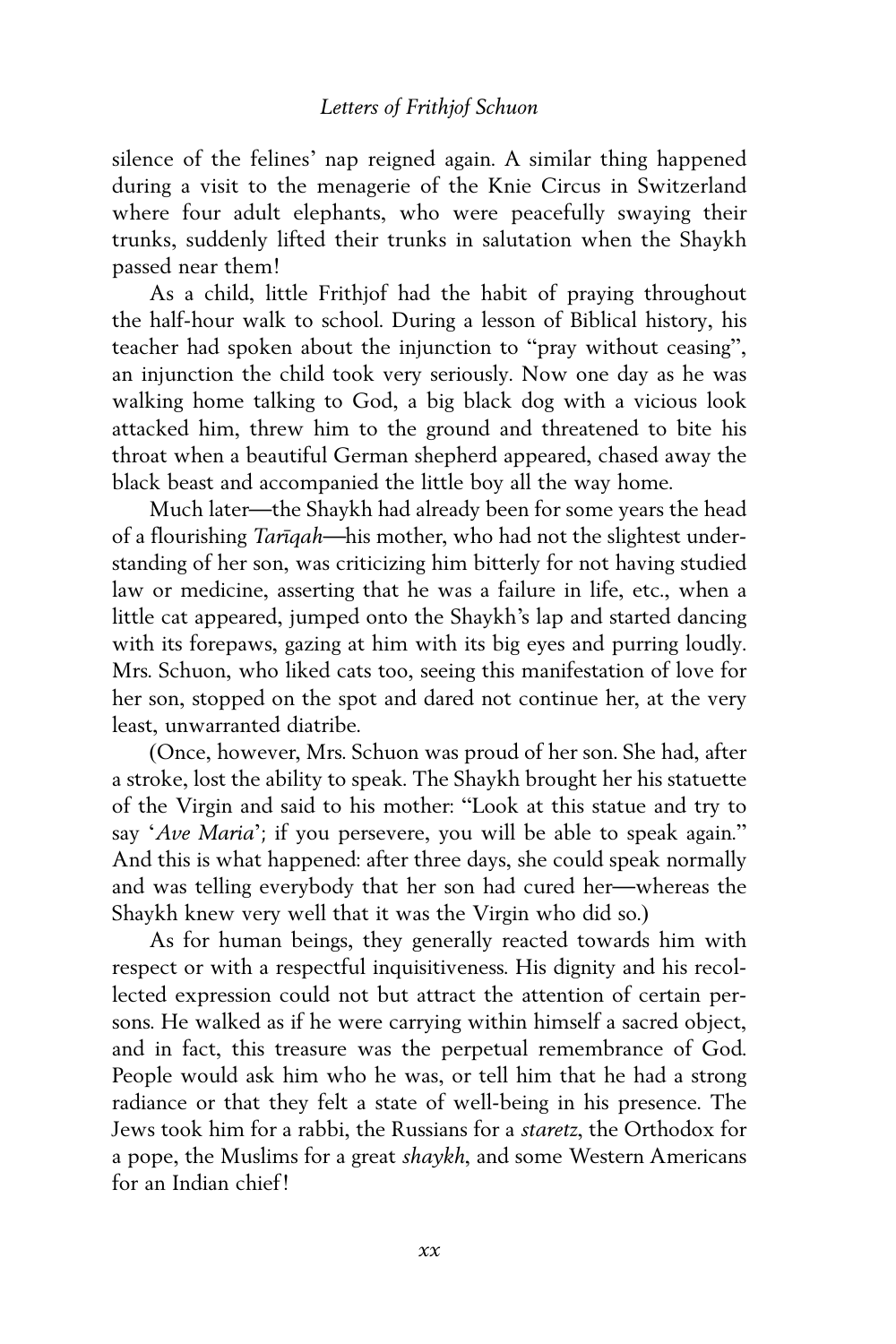silence of the felines' nap reigned again. A similar thing happened during a visit to the menagerie of the Knie Circus in Switzerland where four adult elephants, who were peacefully swaying their trunks, suddenly lifted their trunks in salutation when the Shaykh passed near them!

As a child, little Frithjof had the habit of praying throughout the half-hour walk to school. During a lesson of Biblical history, his teacher had spoken about the injunction to "pray without ceasing", an injunction the child took very seriously. Now one day as he was walking home talking to God, a big black dog with a vicious look attacked him, threw him to the ground and threatened to bite his throat when a beautiful German shepherd appeared, chased away the black beast and accompanied the little boy all the way home.

Much later—the Shaykh had already been for some years the head of a flourishing *Tarīqah*—his mother, who had not the slightest understanding of her son, was criticizing him bitterly for not having studied law or medicine, asserting that he was a failure in life, etc., when a little cat appeared, jumped onto the Shaykh's lap and started dancing with its forepaws, gazing at him with its big eyes and purring loudly. Mrs. Schuon, who liked cats too, seeing this manifestation of love for her son, stopped on the spot and dared not continue her, at the very least, unwarranted diatribe.

(Once, however, Mrs. Schuon was proud of her son. She had, after a stroke, lost the ability to speak. The Shaykh brought her his statuette of the Virgin and said to his mother: "Look at this statue and try to say '*Ave Maria*'; if you persevere, you will be able to speak again." And this is what happened: after three days, she could speak normally and was telling everybody that her son had cured her—whereas the Shaykh knew very well that it was the Virgin who did so.)

As for human beings, they generally reacted towards him with respect or with a respectful inquisitiveness. His dignity and his recollected expression could not but attract the attention of certain persons. He walked as if he were carrying within himself a sacred object, and in fact, this treasure was the perpetual remembrance of God. People would ask him who he was, or tell him that he had a strong radiance or that they felt a state of well-being in his presence. The Jews took him for a rabbi, the Russians for a *staretz*, the Orthodox for a pope, the Muslims for a great *shaykh*, and some Western Americans for an Indian chief!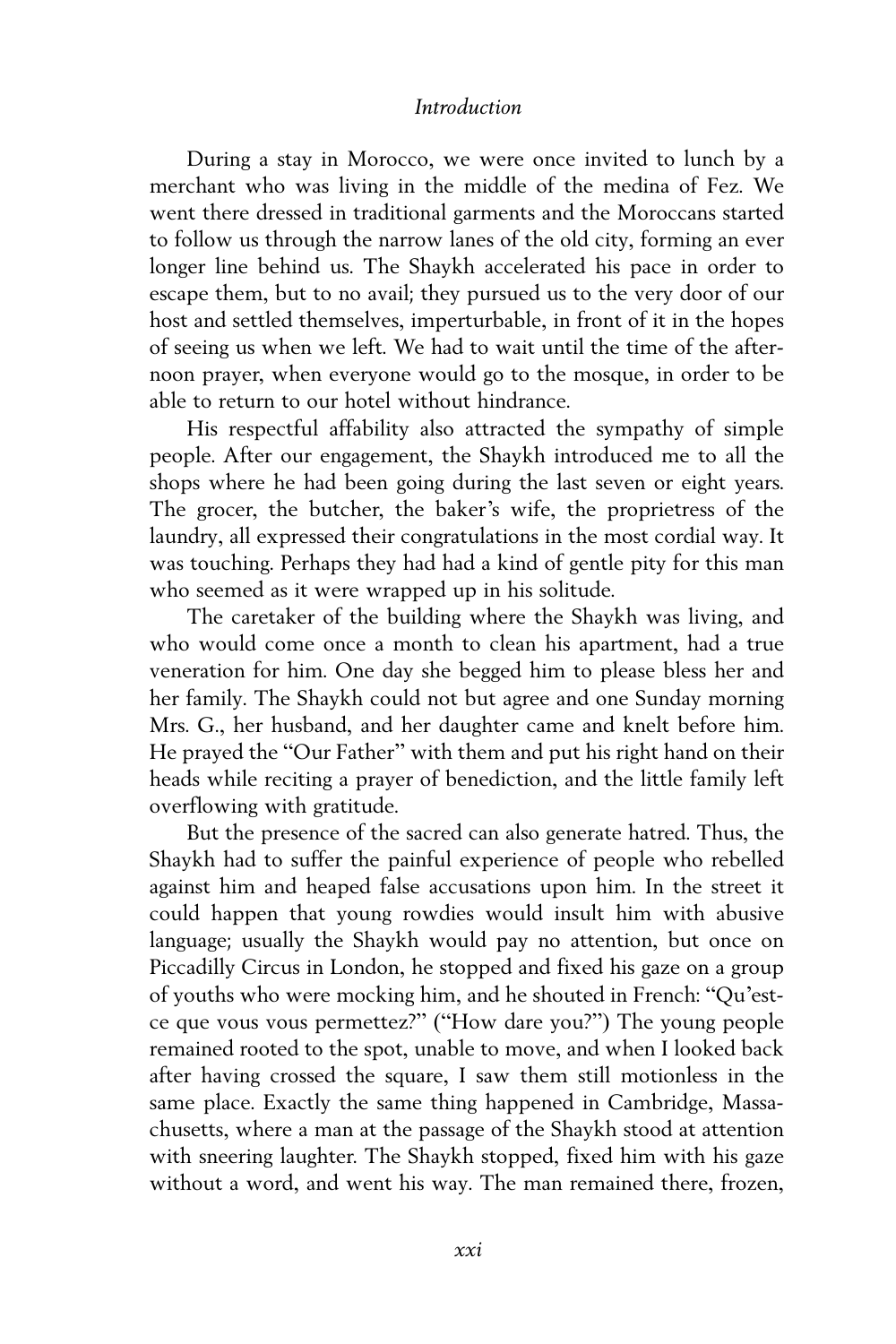During a stay in Morocco, we were once invited to lunch by a merchant who was living in the middle of the medina of Fez. We went there dressed in traditional garments and the Moroccans started to follow us through the narrow lanes of the old city, forming an ever longer line behind us. The Shaykh accelerated his pace in order to escape them, but to no avail; they pursued us to the very door of our host and settled themselves, imperturbable, in front of it in the hopes of seeing us when we left. We had to wait until the time of the afternoon prayer, when everyone would go to the mosque, in order to be able to return to our hotel without hindrance.

His respectful affability also attracted the sympathy of simple people. After our engagement, the Shaykh introduced me to all the shops where he had been going during the last seven or eight years. The grocer, the butcher, the baker's wife, the proprietress of the laundry, all expressed their congratulations in the most cordial way. It was touching. Perhaps they had had a kind of gentle pity for this man who seemed as it were wrapped up in his solitude.

The caretaker of the building where the Shaykh was living, and who would come once a month to clean his apartment, had a true veneration for him. One day she begged him to please bless her and her family. The Shaykh could not but agree and one Sunday morning Mrs. G., her husband, and her daughter came and knelt before him. He prayed the "Our Father" with them and put his right hand on their heads while reciting a prayer of benediction, and the little family left overflowing with gratitude.

But the presence of the sacred can also generate hatred. Thus, the Shaykh had to suffer the painful experience of people who rebelled against him and heaped false accusations upon him. In the street it could happen that young rowdies would insult him with abusive language; usually the Shaykh would pay no attention, but once on Piccadilly Circus in London, he stopped and fixed his gaze on a group of youths who were mocking him, and he shouted in French: "Qu'est-ce que vous vous permettez?" ("How dare you?") The young people remained rooted to the spot, unable to move, and when I looked back after having crossed the square, I saw them still motionless in the same place. Exactly the same thing happened in Cambridge, Massachusetts, where a man at the passage of the Shaykh stood at attention with sneering laughter. The Shaykh stopped, fixed him with his gaze without a word, and went his way. The man remained there, frozen,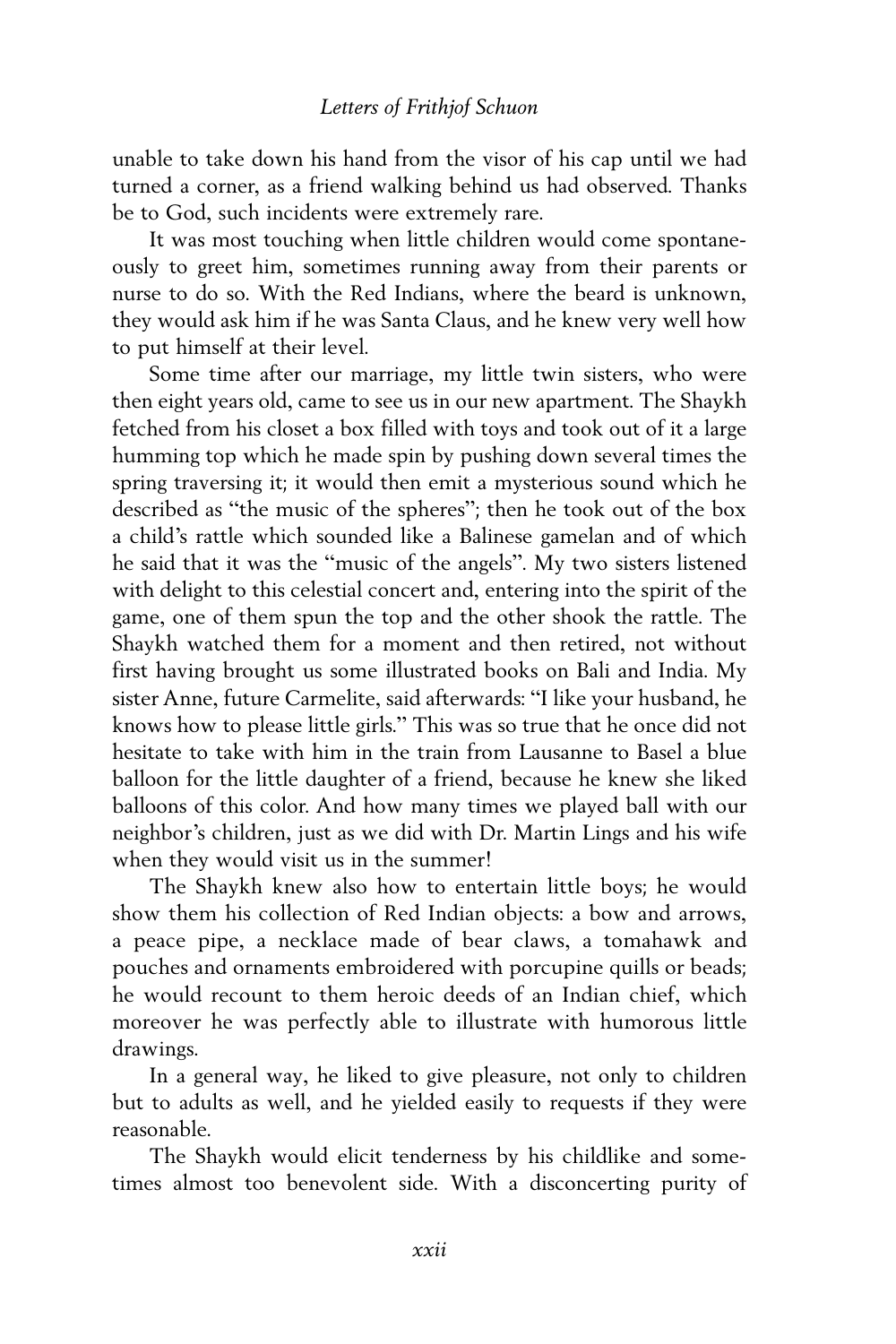unable to take down his hand from the visor of his cap until we had turned a corner, as a friend walking behind us had observed. Thanks be to God, such incidents were extremely rare.

It was most touching when little children would come spontaneously to greet him, sometimes running away from their parents or nurse to do so. With the Red Indians, where the beard is unknown, they would ask him if he was Santa Claus, and he knew very well how to put himself at their level.

Some time after our marriage, my little twin sisters, who were then eight years old, came to see us in our new apartment. The Shaykh fetched from his closet a box filled with toys and took out of it a large humming top which he made spin by pushing down several times the spring traversing it; it would then emit a mysterious sound which he described as "the music of the spheres"; then he took out of the box a child's rattle which sounded like a Balinese gamelan and of which he said that it was the "music of the angels". My two sisters listened with delight to this celestial concert and, entering into the spirit of the game, one of them spun the top and the other shook the rattle. The Shaykh watched them for a moment and then retired, not without first having brought us some illustrated books on Bali and India. My sister Anne, future Carmelite, said afterwards: "I like your husband, he knows how to please little girls." This was so true that he once did not hesitate to take with him in the train from Lausanne to Basel a blue balloon for the little daughter of a friend, because he knew she liked balloons of this color. And how many times we played ball with our neighbor's children, just as we did with Dr. Martin Lings and his wife when they would visit us in the summer!

The Shaykh knew also how to entertain little boys; he would show them his collection of Red Indian objects: a bow and arrows, a peace pipe, a necklace made of bear claws, a tomahawk and pouches and ornaments embroidered with porcupine quills or beads; he would recount to them heroic deeds of an Indian chief, which moreover he was perfectly able to illustrate with humorous little drawings.

In a general way, he liked to give pleasure, not only to children but to adults as well, and he yielded easily to requests if they were reasonable.

The Shaykh would elicit tenderness by his childlike and sometimes almost too benevolent side. With a disconcerting purity of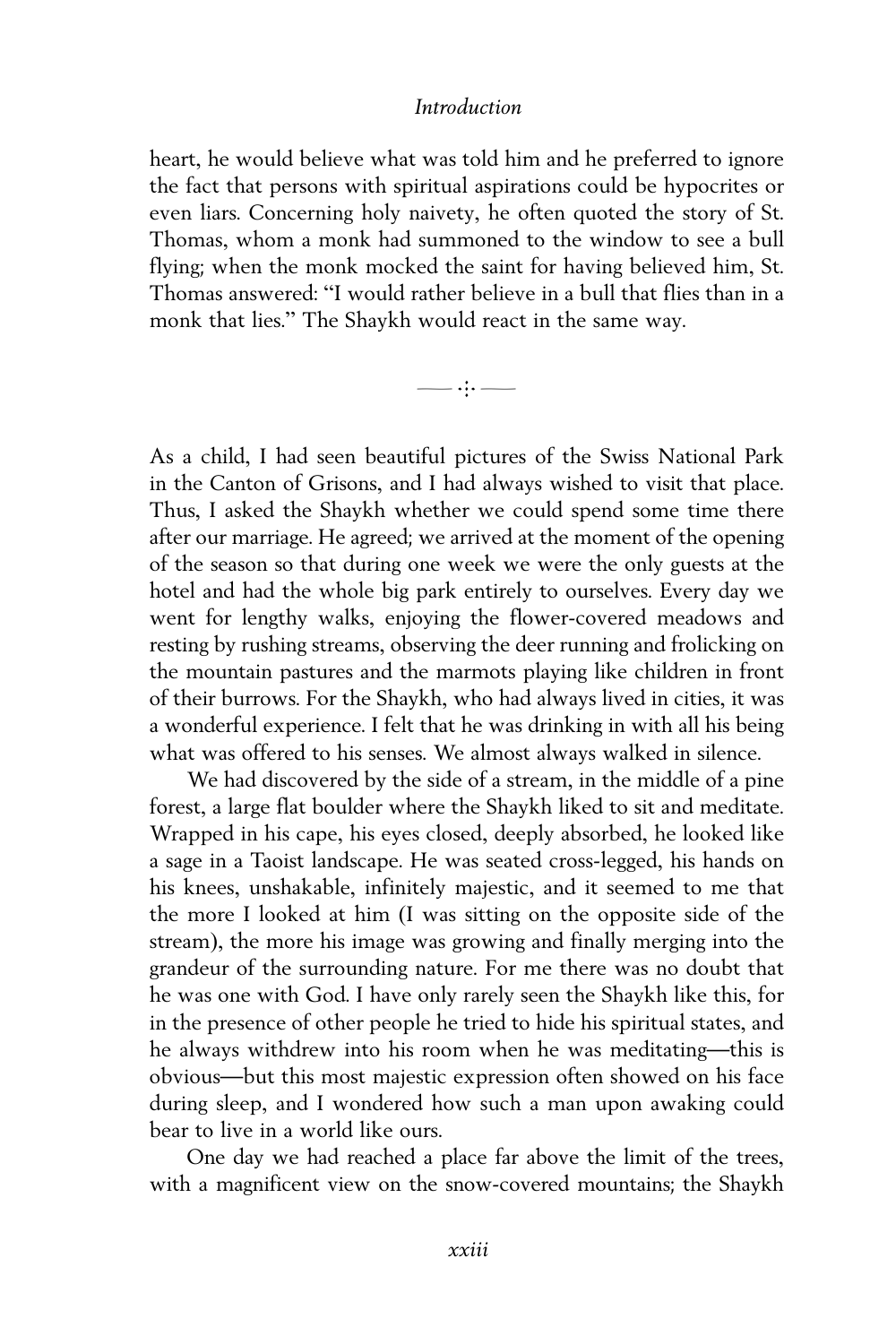heart, he would believe what was told him and he preferred to ignore the fact that persons with spiritual aspirations could be hypocrites or even liars. Concerning holy naivety, he often quoted the story of St. Thomas, whom a monk had summoned to the window to see a bull flying; when the monk mocked the saint for having believed him, St. Thomas answered: "I would rather believe in a bull that flies than in a monk that lies." The Shaykh would react in the same way.

—— ·:· ——

As a child, I had seen beautiful pictures of the Swiss National Park in the Canton of Grisons, and I had always wished to visit that place. Thus, I asked the Shaykh whether we could spend some time there after our marriage. He agreed; we arrived at the moment of the opening of the season so that during one week we were the only guests at the hotel and had the whole big park entirely to ourselves. Every day we went for lengthy walks, enjoying the flower-covered meadows and resting by rushing streams, observing the deer running and frolicking on the mountain pastures and the marmots playing like children in front of their burrows. For the Shaykh, who had always lived in cities, it was a wonderful experience. I felt that he was drinking in with all his being what was offered to his senses. We almost always walked in silence.

We had discovered by the side of a stream, in the middle of a pine forest, a large flat boulder where the Shaykh liked to sit and meditate. Wrapped in his cape, his eyes closed, deeply absorbed, he looked like a sage in a Taoist landscape. He was seated cross-legged, his hands on his knees, unshakable, infinitely majestic, and it seemed to me that the more I looked at him (I was sitting on the opposite side of the stream), the more his image was growing and finally merging into the grandeur of the surrounding nature. For me there was no doubt that he was one with God. I have only rarely seen the Shaykh like this, for in the presence of other people he tried to hide his spiritual states, and he always withdrew into his room when he was meditating—this is obvious—but this most majestic expression often showed on his face during sleep, and I wondered how such a man upon awaking could bear to live in a world like ours.

One day we had reached a place far above the limit of the trees, with a magnificent view on the snow-covered mountains; the Shaykh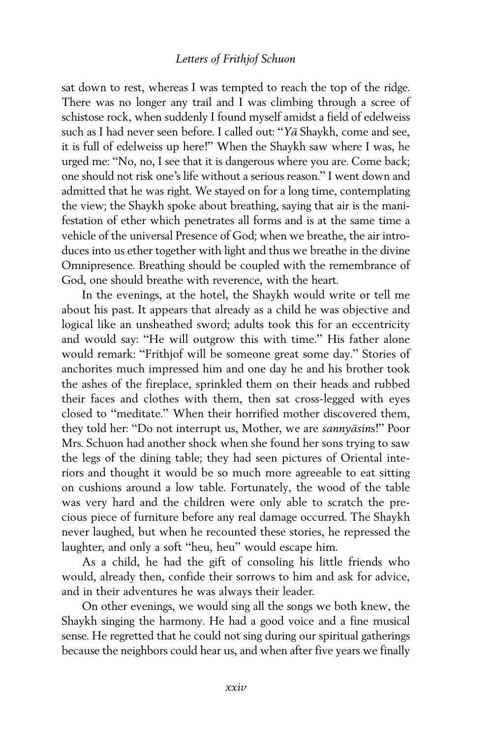sat down to rest, whereas I was tempted to reach the top of the ridge. There was no longer any trail and I was climbing through a scree of schistose rock, when suddenly I found myself amidst a field of edelweiss such as I had never seen before. I called out: "*Yā* Shaykh, come and see, it is full of edelweiss up here!" When the Shaykh saw where I was, he urged me: "No, no, I see that it is dangerous where you are. Come back; one should not risk one's life without a serious reason." I went down and admitted that he was right. We stayed on for a long time, contemplating the view; the Shaykh spoke about breathing, saying that air is the manifestation of ether which penetrates all forms and is at the same time a vehicle of the universal Presence of God; when we breathe, the air introduces into us ether together with light and thus we breathe in the divine Omnipresence. Breathing should be coupled with the remembrance of God, one should breathe with reverence, with the heart.

In the evenings, at the hotel, the Shaykh would write or tell me about his past. It appears that already as a child he was objective and logical like an unsheathed sword; adults took this for an eccentricity and would say: "He will outgrow this with time." His father alone would remark: "Frithjof will be someone great some day." Stories of anchorites much impressed him and one day he and his brother took the ashes of the fireplace, sprinkled them on their heads and rubbed their faces and clothes with them, then sat cross-legged with eyes closed to "meditate." When their horrified mother discovered them, they told her: "Do not interrupt us, Mother, we are *sannyāsins*!" Poor Mrs. Schuon had another shock when she found her sons trying to saw the legs of the dining table; they had seen pictures of Oriental interiors and thought it would be so much more agreeable to eat sitting on cushions around a low table. Fortunately, the wood of the table was very hard and the children were only able to scratch the precious piece of furniture before any real damage occurred. The Shaykh never laughed, but when he recounted these stories, he repressed the laughter, and only a soft "heu, heu" would escape him.

As a child, he had the gift of consoling his little friends who would, already then, confide their sorrows to him and ask for advice, and in their adventures he was always their leader.

On other evenings, we would sing all the songs we both knew, the Shaykh singing the harmony. He had a good voice and a fine musical sense. He regretted that he could not sing during our spiritual gatherings because the neighbors could hear us, and when after five years we finally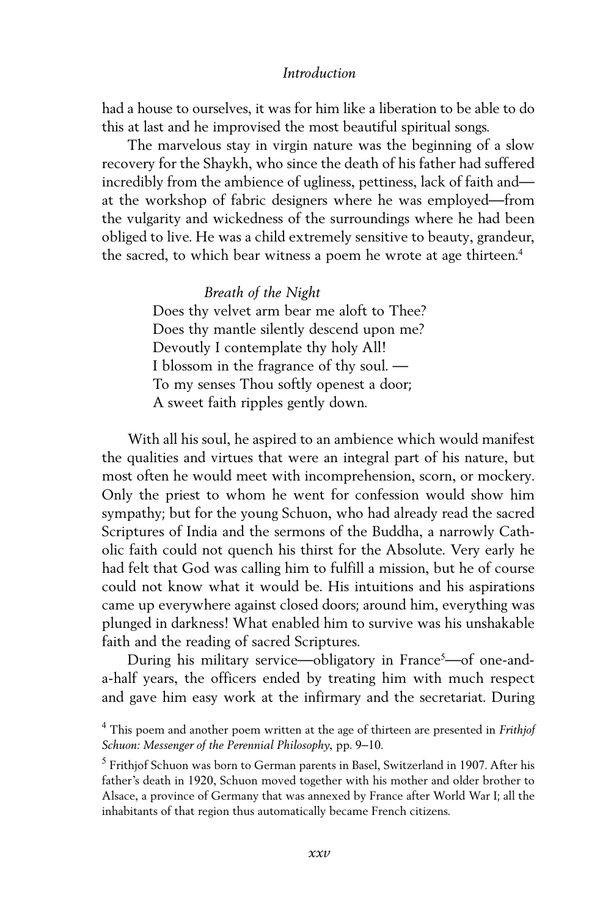had a house to ourselves, it was for him like a liberation to be able to do this at last and he improvised the most beautiful spiritual songs.

The marvelous stay in virgin nature was the beginning of a slow recovery for the Shaykh, who since the death of his father had suffered incredibly from the ambience of ugliness, pettiness, lack of faith and—at the workshop of fabric designers where he was employed—from the vulgarity and wickedness of the surroundings where he had been obliged to live. He was a child extremely sensitive to beauty, grandeur, the sacred, to which bear witness a poem he wrote at age thirteen.[4]

*Breath of the Night*  
Does thy velvet arm bear me aloft to Thee?  
Does thy mantle silently descend upon me?  
Devoutly I contemplate thy holy All!  
I blossom in the fragrance of thy soul. —  
To my senses Thou softly openest a door;  
A sweet faith ripples gently down.

With all his soul, he aspired to an ambience which would manifest the qualities and virtues that were an integral part of his nature, but most often he would meet with incomprehension, scorn, or mockery. Only the priest to whom he went for confession would show him sympathy; but for the young Schuon, who had already read the sacred Scriptures of India and the sermons of the Buddha, a narrowly Catholic faith could not quench his thirst for the Absolute. Very early he had felt that God was calling him to fulfill a mission, but he of course could not know what it would be. His intuitions and his aspirations came up everywhere against closed doors; around him, everything was plunged in darkness! What enabled him to survive was his unshakable faith and the reading of sacred Scriptures.

During his military service—obligatory in France[5]—of one-and-a-half years, the officers ended by treating him with much respect and gave him easy work at the infirmary and the secretariat. During

[4] This poem and another poem written at the age of thirteen are presented in *Frithjof Schuon: Messenger of the Perennial Philosophy*, pp. 9–10.

[5] Frithjof Schuon was born to German parents in Basel, Switzerland in 1907. After his father's death in 1920, Schuon moved together with his mother and older brother to Alsace, a province of Germany that was annexed by France after World War I; all the inhabitants of that region thus automatically became French citizens.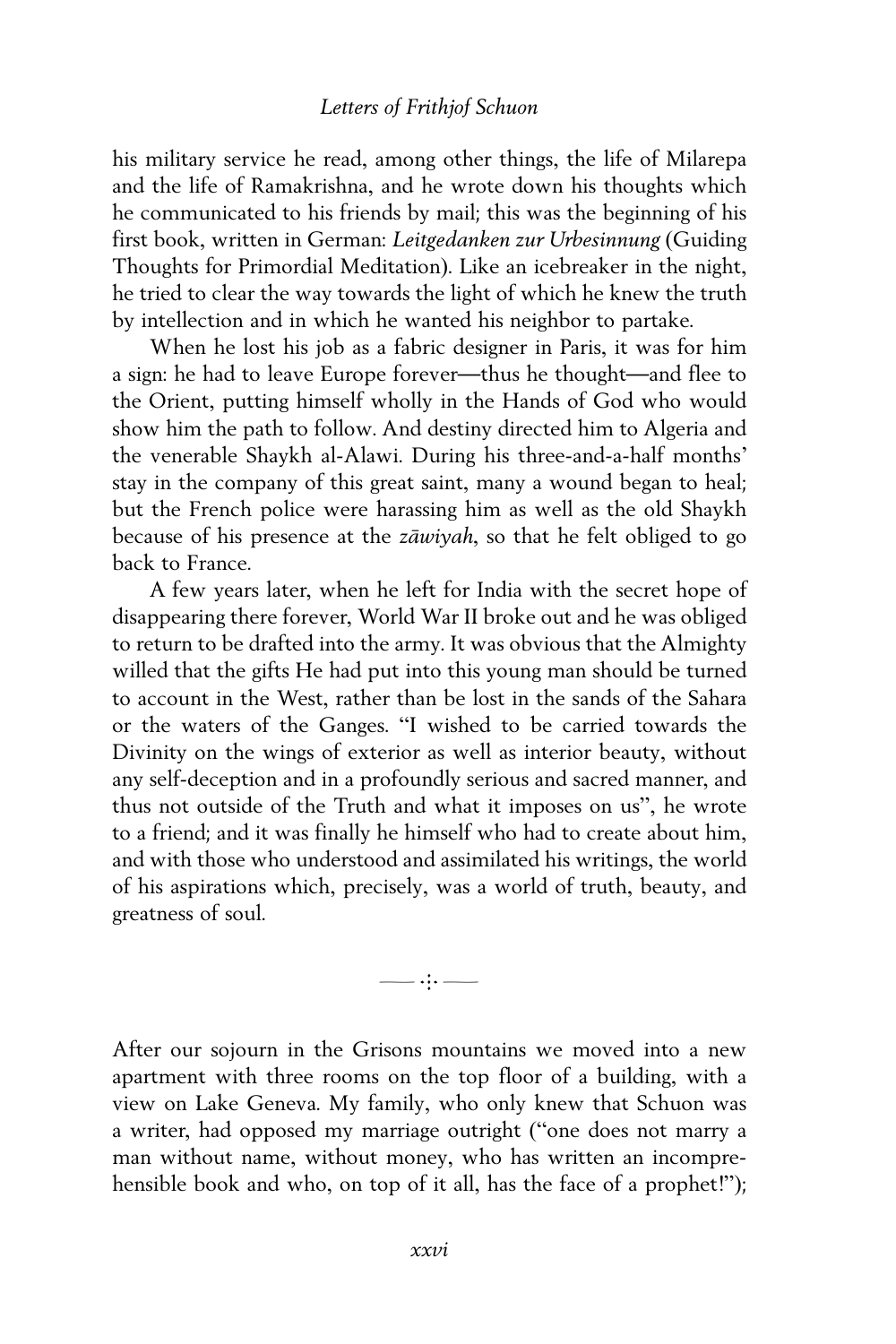his military service he read, among other things, the life of Milarepa and the life of Ramakrishna, and he wrote down his thoughts which he communicated to his friends by mail; this was the beginning of his first book, written in German: *Leitgedanken zur Urbesinnung* (Guiding Thoughts for Primordial Meditation). Like an icebreaker in the night, he tried to clear the way towards the light of which he knew the truth by intellection and in which he wanted his neighbor to partake.

When he lost his job as a fabric designer in Paris, it was for him a sign: he had to leave Europe forever—thus he thought—and flee to the Orient, putting himself wholly in the Hands of God who would show him the path to follow. And destiny directed him to Algeria and the venerable Shaykh al-Alawi. During his three-and-a-half months' stay in the company of this great saint, many a wound began to heal; but the French police were harassing him as well as the old Shaykh because of his presence at the *zāwiyah*, so that he felt obliged to go back to France.

A few years later, when he left for India with the secret hope of disappearing there forever, World War II broke out and he was obliged to return to be drafted into the army. It was obvious that the Almighty willed that the gifts He had put into this young man should be turned to account in the West, rather than be lost in the sands of the Sahara or the waters of the Ganges. "I wished to be carried towards the Divinity on the wings of exterior as well as interior beauty, without any self-deception and in a profoundly serious and sacred manner, and thus not outside of the Truth and what it imposes on us", he wrote to a friend; and it was finally he himself who had to create about him, and with those who understood and assimilated his writings, the world of his aspirations which, precisely, was a world of truth, beauty, and greatness of soul.

—— ·:· ——

After our sojourn in the Grisons mountains we moved into a new apartment with three rooms on the top floor of a building, with a view on Lake Geneva. My family, who only knew that Schuon was a writer, had opposed my marriage outright ("one does not marry a man without name, without money, who has written an incomprehensible book and who, on top of it all, has the face of a prophet!");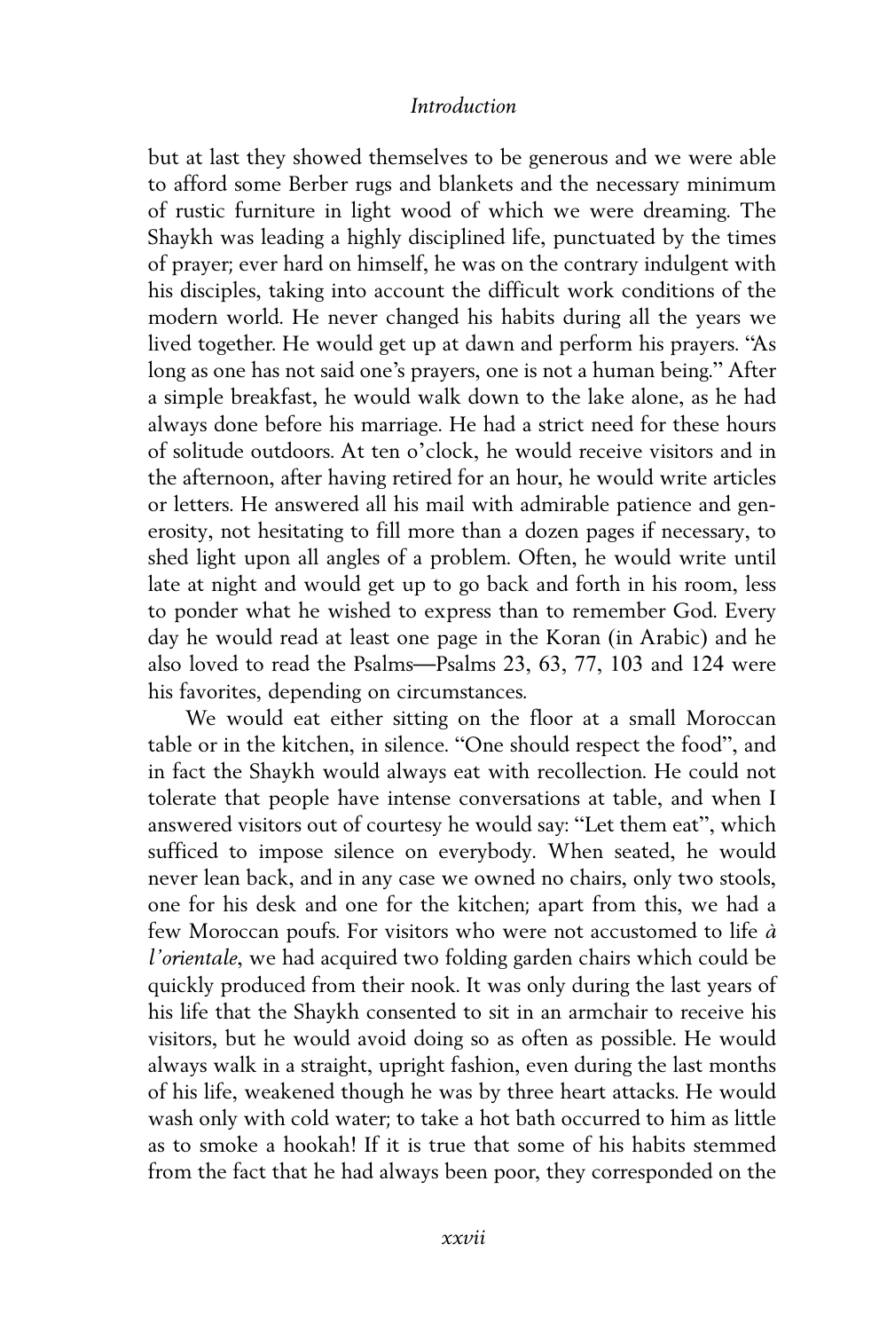but at last they showed themselves to be generous and we were able to afford some Berber rugs and blankets and the necessary minimum of rustic furniture in light wood of which we were dreaming. The Shaykh was leading a highly disciplined life, punctuated by the times of prayer; ever hard on himself, he was on the contrary indulgent with his disciples, taking into account the difficult work conditions of the modern world. He never changed his habits during all the years we lived together. He would get up at dawn and perform his prayers. "As long as one has not said one's prayers, one is not a human being." After a simple breakfast, he would walk down to the lake alone, as he had always done before his marriage. He had a strict need for these hours of solitude outdoors. At ten o'clock, he would receive visitors and in the afternoon, after having retired for an hour, he would write articles or letters. He answered all his mail with admirable patience and generosity, not hesitating to fill more than a dozen pages if necessary, to shed light upon all angles of a problem. Often, he would write until late at night and would get up to go back and forth in his room, less to ponder what he wished to express than to remember God. Every day he would read at least one page in the Koran (in Arabic) and he also loved to read the Psalms—Psalms 23, 63, 77, 103 and 124 were his favorites, depending on circumstances.

We would eat either sitting on the floor at a small Moroccan table or in the kitchen, in silence. "One should respect the food", and in fact the Shaykh would always eat with recollection. He could not tolerate that people have intense conversations at table, and when I answered visitors out of courtesy he would say: "Let them eat", which sufficed to impose silence on everybody. When seated, he would never lean back, and in any case we owned no chairs, only two stools, one for his desk and one for the kitchen; apart from this, we had a few Moroccan poufs. For visitors who were not accustomed to life *à l'orientale*, we had acquired two folding garden chairs which could be quickly produced from their nook. It was only during the last years of his life that the Shaykh consented to sit in an armchair to receive his visitors, but he would avoid doing so as often as possible. He would always walk in a straight, upright fashion, even during the last months of his life, weakened though he was by three heart attacks. He would wash only with cold water; to take a hot bath occurred to him as little as to smoke a hookah! If it is true that some of his habits stemmed from the fact that he had always been poor, they corresponded on the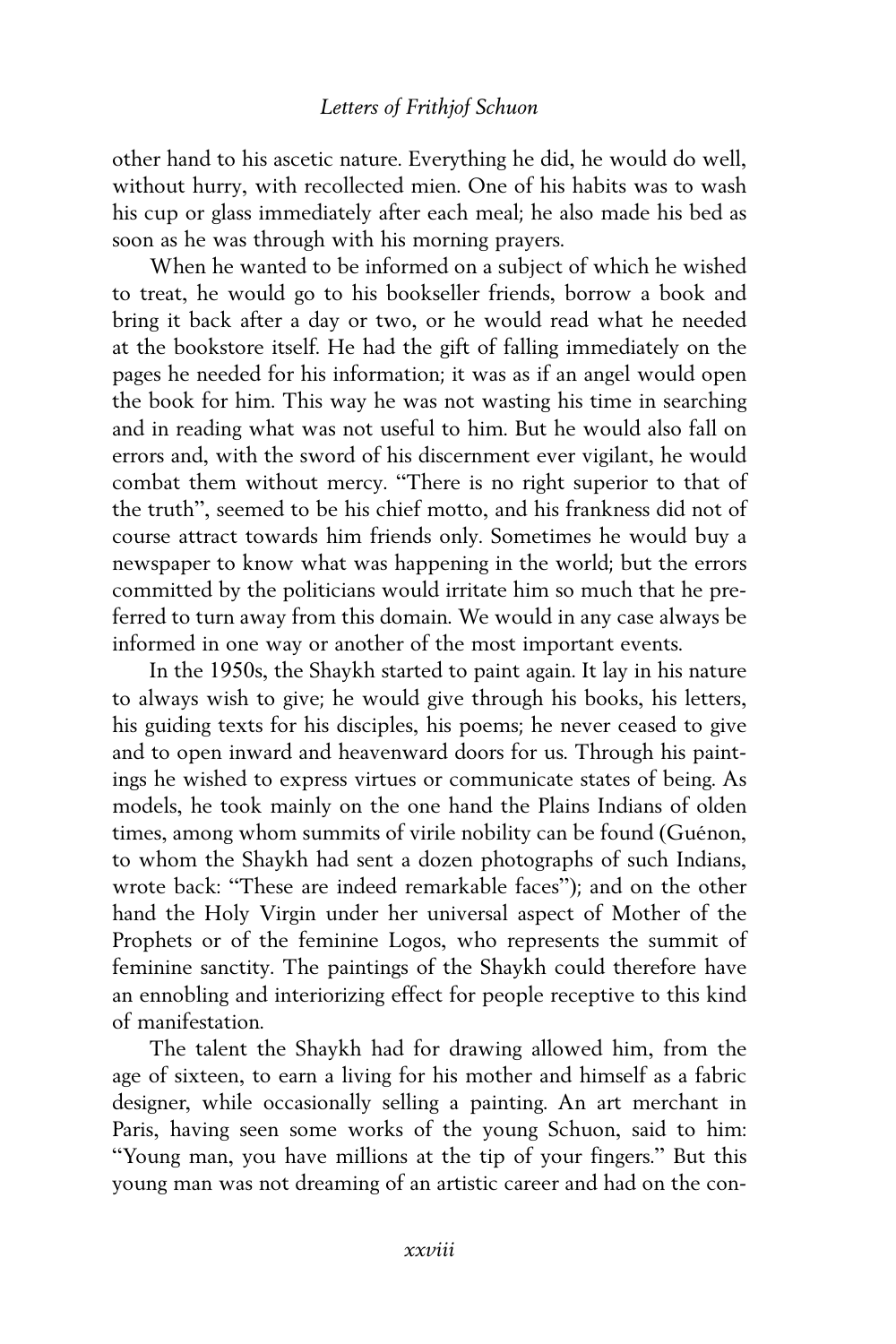other hand to his ascetic nature. Everything he did, he would do well, without hurry, with recollected mien. One of his habits was to wash his cup or glass immediately after each meal; he also made his bed as soon as he was through with his morning prayers.

When he wanted to be informed on a subject of which he wished to treat, he would go to his bookseller friends, borrow a book and bring it back after a day or two, or he would read what he needed at the bookstore itself. He had the gift of falling immediately on the pages he needed for his information; it was as if an angel would open the book for him. This way he was not wasting his time in searching and in reading what was not useful to him. But he would also fall on errors and, with the sword of his discernment ever vigilant, he would combat them without mercy. "There is no right superior to that of the truth", seemed to be his chief motto, and his frankness did not of course attract towards him friends only. Sometimes he would buy a newspaper to know what was happening in the world; but the errors committed by the politicians would irritate him so much that he preferred to turn away from this domain. We would in any case always be informed in one way or another of the most important events.

In the 1950s, the Shaykh started to paint again. It lay in his nature to always wish to give; he would give through his books, his letters, his guiding texts for his disciples, his poems; he never ceased to give and to open inward and heavenward doors for us. Through his paintings he wished to express virtues or communicate states of being. As models, he took mainly on the one hand the Plains Indians of olden times, among whom summits of virile nobility can be found (Guénon, to whom the Shaykh had sent a dozen photographs of such Indians, wrote back: "These are indeed remarkable faces"); and on the other hand the Holy Virgin under her universal aspect of Mother of the Prophets or of the feminine Logos, who represents the summit of feminine sanctity. The paintings of the Shaykh could therefore have an ennobling and interiorizing effect for people receptive to this kind of manifestation.

The talent the Shaykh had for drawing allowed him, from the age of sixteen, to earn a living for his mother and himself as a fabric designer, while occasionally selling a painting. An art merchant in Paris, having seen some works of the young Schuon, said to him: "Young man, you have millions at the tip of your fingers." But this young man was not dreaming of an artistic career and had on the con-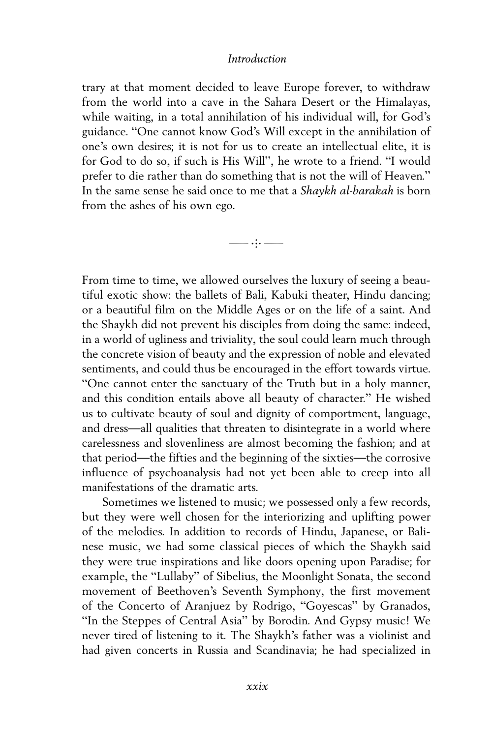trary at that moment decided to leave Europe forever, to withdraw from the world into a cave in the Sahara Desert or the Himalayas, while waiting, in a total annihilation of his individual will, for God's guidance. "One cannot know God's Will except in the annihilation of one's own desires; it is not for us to create an intellectual elite, it is for God to do so, if such is His Will", he wrote to a friend. "I would prefer to die rather than do something that is not the will of Heaven." In the same sense he said once to me that a *Shaykh al-barakah* is born from the ashes of his own ego.

—— ·:· ——

From time to time, we allowed ourselves the luxury of seeing a beautiful exotic show: the ballets of Bali, Kabuki theater, Hindu dancing; or a beautiful film on the Middle Ages or on the life of a saint. And the Shaykh did not prevent his disciples from doing the same: indeed, in a world of ugliness and triviality, the soul could learn much through the concrete vision of beauty and the expression of noble and elevated sentiments, and could thus be encouraged in the effort towards virtue. "One cannot enter the sanctuary of the Truth but in a holy manner, and this condition entails above all beauty of character." He wished us to cultivate beauty of soul and dignity of comportment, language, and dress—all qualities that threaten to disintegrate in a world where carelessness and slovenliness are almost becoming the fashion; and at that period—the fifties and the beginning of the sixties—the corrosive influence of psychoanalysis had not yet been able to creep into all manifestations of the dramatic arts.

Sometimes we listened to music; we possessed only a few records, but they were well chosen for the interiorizing and uplifting power of the melodies. In addition to records of Hindu, Japanese, or Balinese music, we had some classical pieces of which the Shaykh said they were true inspirations and like doors opening upon Paradise; for example, the "Lullaby" of Sibelius, the Moonlight Sonata, the second movement of Beethoven's Seventh Symphony, the first movement of the Concerto of Aranjuez by Rodrigo, "Goyescas" by Granados, "In the Steppes of Central Asia" by Borodin. And Gypsy music! We never tired of listening to it. The Shaykh's father was a violinist and had given concerts in Russia and Scandinavia; he had specialized in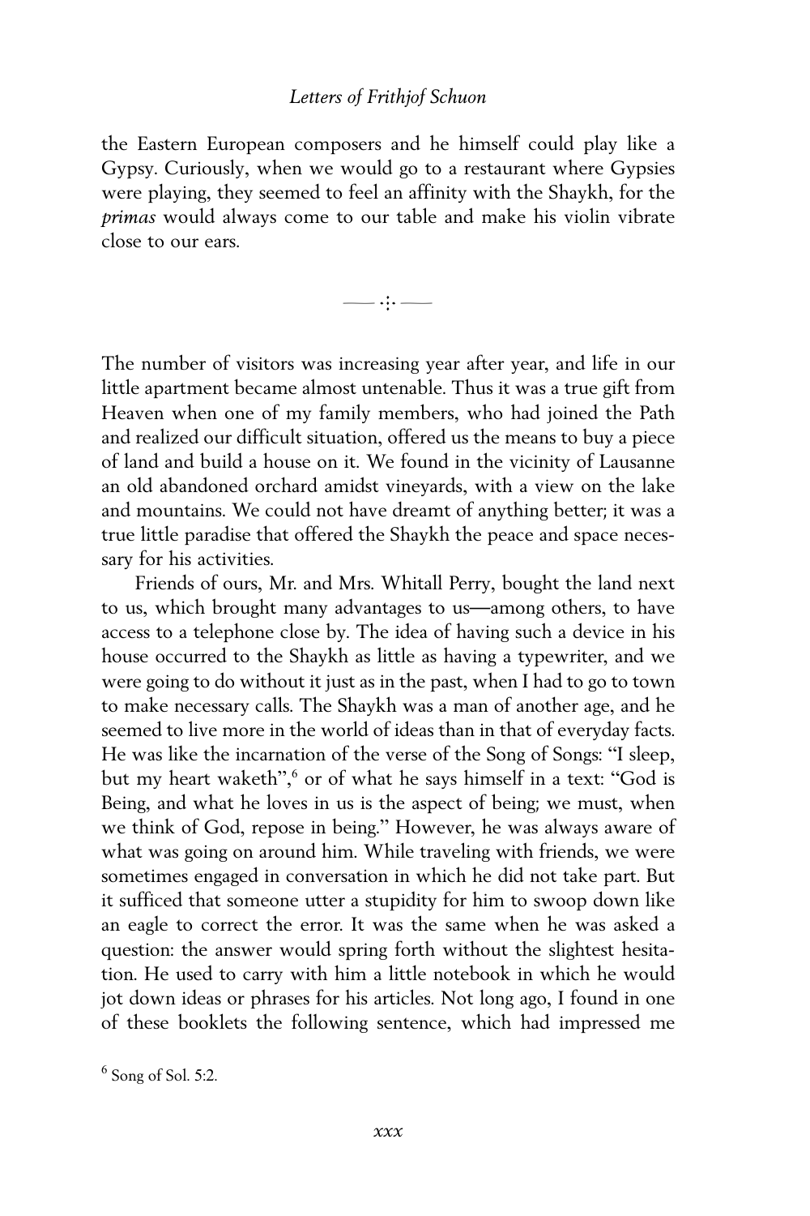the Eastern European composers and he himself could play like a Gypsy. Curiously, when we would go to a restaurant where Gypsies were playing, they seemed to feel an affinity with the Shaykh, for the *primas* would always come to our table and make his violin vibrate close to our ears.

—— ·:· ——

The number of visitors was increasing year after year, and life in our little apartment became almost untenable. Thus it was a true gift from Heaven when one of my family members, who had joined the Path and realized our difficult situation, offered us the means to buy a piece of land and build a house on it. We found in the vicinity of Lausanne an old abandoned orchard amidst vineyards, with a view on the lake and mountains. We could not have dreamt of anything better; it was a true little paradise that offered the Shaykh the peace and space necessary for his activities.

Friends of ours, Mr. and Mrs. Whitall Perry, bought the land next to us, which brought many advantages to us—among others, to have access to a telephone close by. The idea of having such a device in his house occurred to the Shaykh as little as having a typewriter, and we were going to do without it just as in the past, when I had to go to town to make necessary calls. The Shaykh was a man of another age, and he seemed to live more in the world of ideas than in that of everyday facts. He was like the incarnation of the verse of the Song of Songs: "I sleep, but my heart waketh",[6] or of what he says himself in a text: "God is Being, and what he loves in us is the aspect of being; we must, when we think of God, repose in being." However, he was always aware of what was going on around him. While traveling with friends, we were sometimes engaged in conversation in which he did not take part. But it sufficed that someone utter a stupidity for him to swoop down like an eagle to correct the error. It was the same when he was asked a question: the answer would spring forth without the slightest hesitation. He used to carry with him a little notebook in which he would jot down ideas or phrases for his articles. Not long ago, I found in one of these booklets the following sentence, which had impressed me

[6] Song of Sol. 5:2.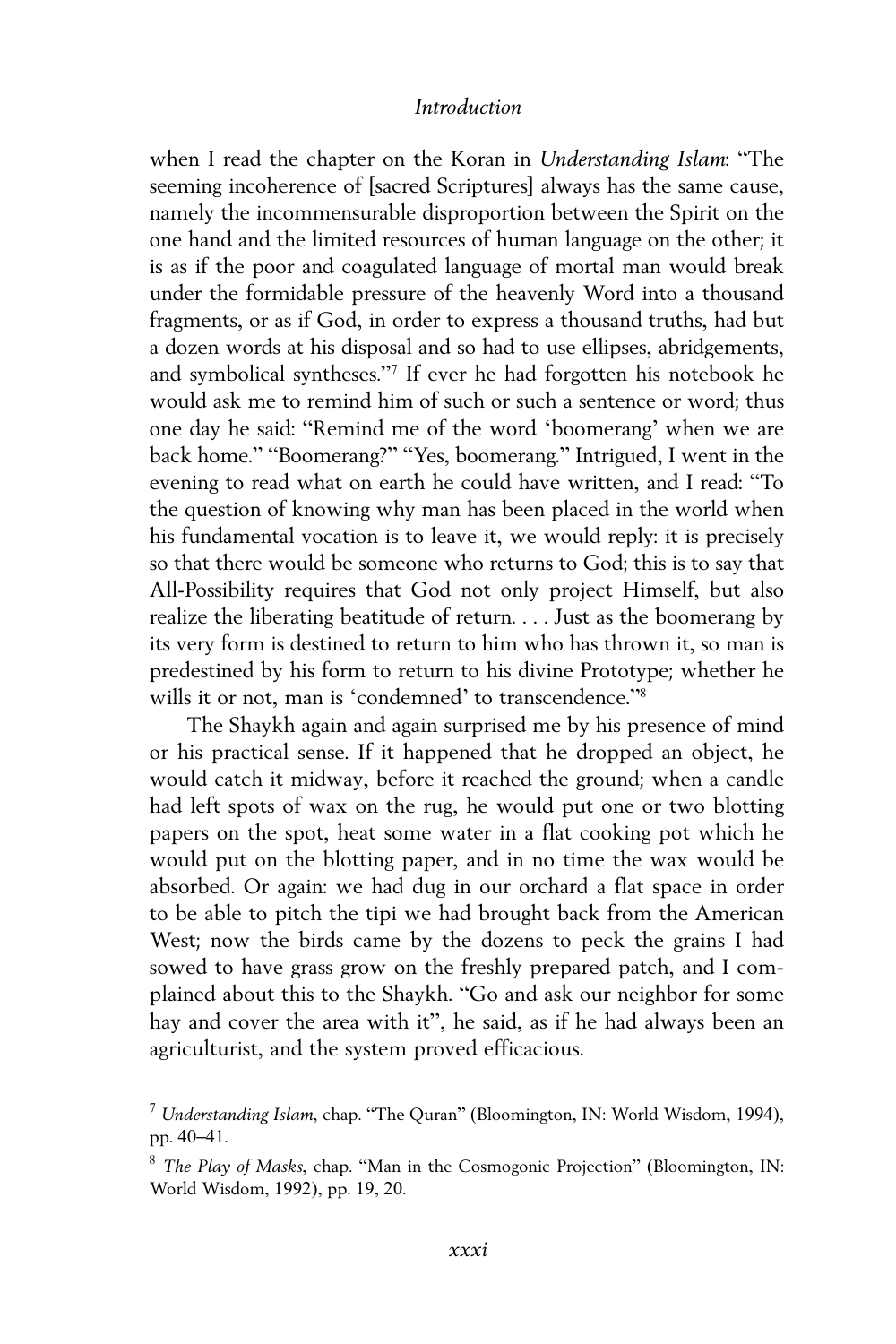when I read the chapter on the Koran in *Understanding Islam*: "The seeming incoherence of [sacred Scriptures] always has the same cause, namely the incommensurable disproportion between the Spirit on the one hand and the limited resources of human language on the other; it is as if the poor and coagulated language of mortal man would break under the formidable pressure of the heavenly Word into a thousand fragments, or as if God, in order to express a thousand truths, had but a dozen words at his disposal and so had to use ellipses, abridgements, and symbolical syntheses."[7] If ever he had forgotten his notebook he would ask me to remind him of such or such a sentence or word; thus one day he said: "Remind me of the word 'boomerang' when we are back home." "Boomerang?" "Yes, boomerang." Intrigued, I went in the evening to read what on earth he could have written, and I read: "To the question of knowing why man has been placed in the world when his fundamental vocation is to leave it, we would reply: it is precisely so that there would be someone who returns to God; this is to say that All-Possibility requires that God not only project Himself, but also realize the liberating beatitude of return. . . . Just as the boomerang by its very form is destined to return to him who has thrown it, so man is predestined by his form to return to his divine Prototype; whether he wills it or not, man is 'condemned' to transcendence."[8]

The Shaykh again and again surprised me by his presence of mind or his practical sense. If it happened that he dropped an object, he would catch it midway, before it reached the ground; when a candle had left spots of wax on the rug, he would put one or two blotting papers on the spot, heat some water in a flat cooking pot which he would put on the blotting paper, and in no time the wax would be absorbed. Or again: we had dug in our orchard a flat space in order to be able to pitch the tipi we had brought back from the American West; now the birds came by the dozens to peck the grains I had sowed to have grass grow on the freshly prepared patch, and I complained about this to the Shaykh. "Go and ask our neighbor for some hay and cover the area with it", he said, as if he had always been an agriculturist, and the system proved efficacious.

[7] *Understanding Islam*, chap. "The Quran" (Bloomington, IN: World Wisdom, 1994), pp. 40–41.

[8] *The Play of Masks*, chap. "Man in the Cosmogonic Projection" (Bloomington, IN: World Wisdom, 1992), pp. 19, 20.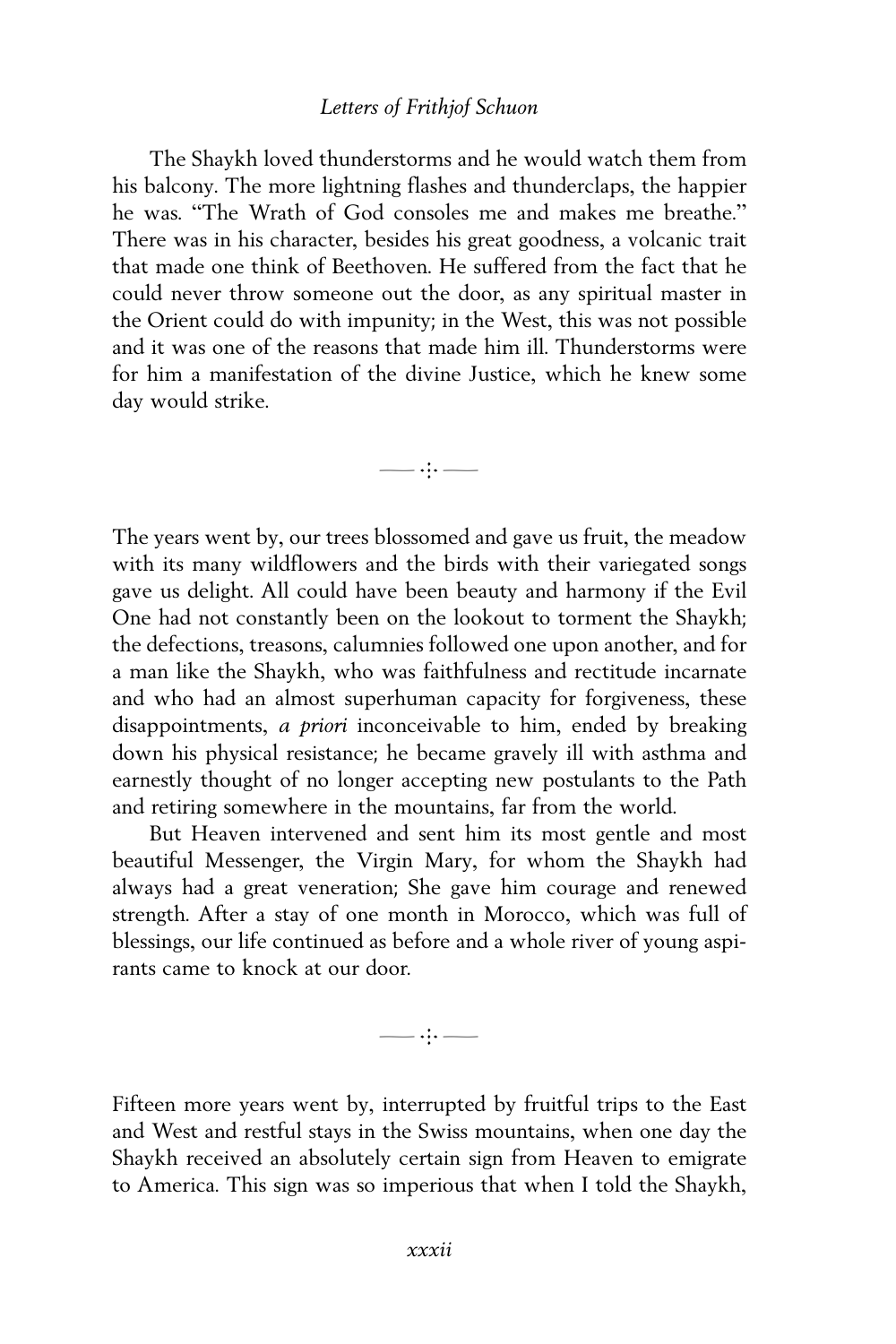The Shaykh loved thunderstorms and he would watch them from his balcony. The more lightning flashes and thunderclaps, the happier he was. "The Wrath of God consoles me and makes me breathe." There was in his character, besides his great goodness, a volcanic trait that made one think of Beethoven. He suffered from the fact that he could never throw someone out the door, as any spiritual master in the Orient could do with impunity; in the West, this was not possible and it was one of the reasons that made him ill. Thunderstorms were for him a manifestation of the divine Justice, which he knew some day would strike.

—— ·:· ——

The years went by, our trees blossomed and gave us fruit, the meadow with its many wildflowers and the birds with their variegated songs gave us delight. All could have been beauty and harmony if the Evil One had not constantly been on the lookout to torment the Shaykh; the defections, treasons, calumnies followed one upon another, and for a man like the Shaykh, who was faithfulness and rectitude incarnate and who had an almost superhuman capacity for forgiveness, these disappointments, *a priori* inconceivable to him, ended by breaking down his physical resistance; he became gravely ill with asthma and earnestly thought of no longer accepting new postulants to the Path and retiring somewhere in the mountains, far from the world.

But Heaven intervened and sent him its most gentle and most beautiful Messenger, the Virgin Mary, for whom the Shaykh had always had a great veneration; She gave him courage and renewed strength. After a stay of one month in Morocco, which was full of blessings, our life continued as before and a whole river of young aspirants came to knock at our door.

—— ·:· ——

Fifteen more years went by, interrupted by fruitful trips to the East and West and restful stays in the Swiss mountains, when one day the Shaykh received an absolutely certain sign from Heaven to emigrate to America. This sign was so imperious that when I told the Shaykh,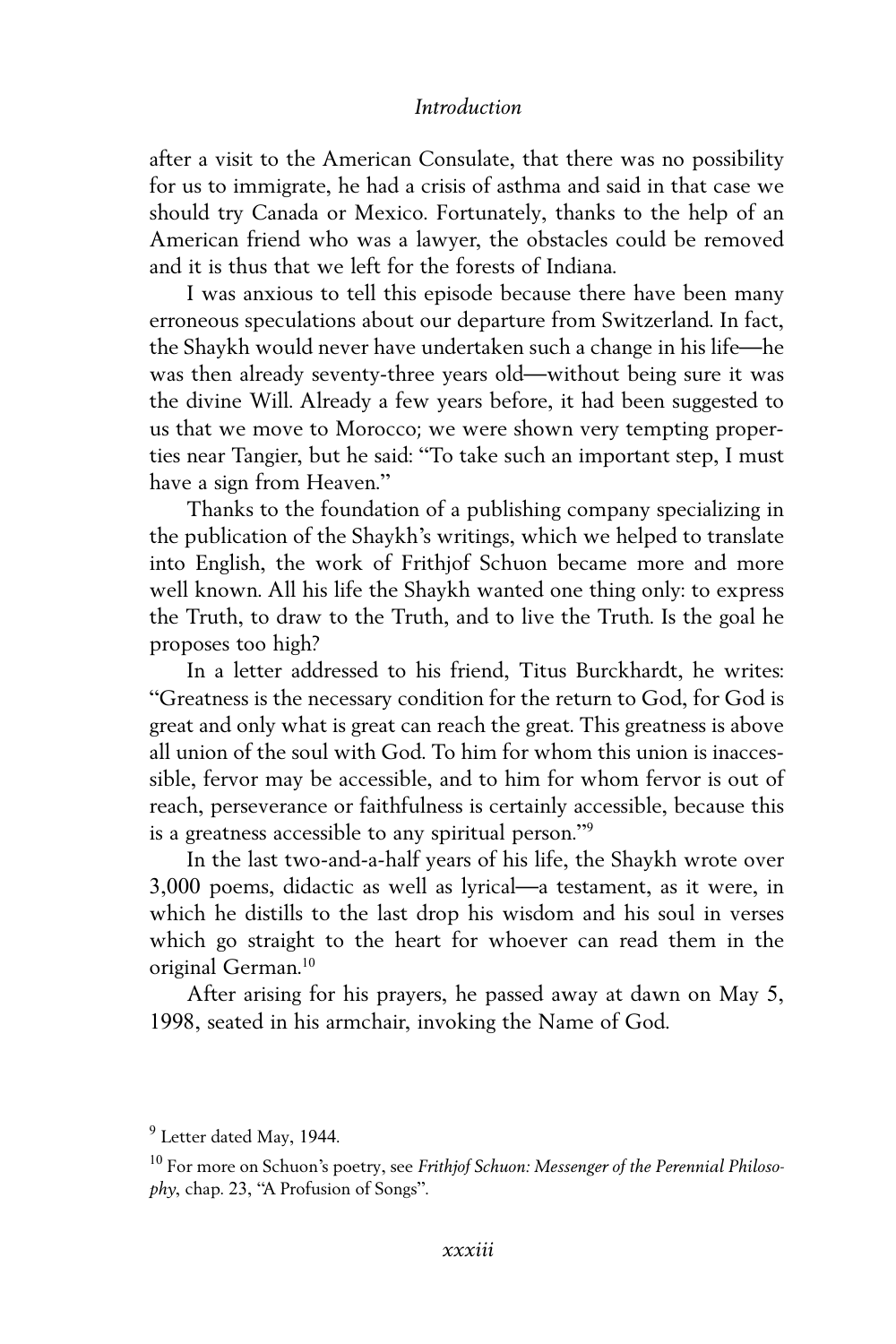after a visit to the American Consulate, that there was no possibility for us to immigrate, he had a crisis of asthma and said in that case we should try Canada or Mexico. Fortunately, thanks to the help of an American friend who was a lawyer, the obstacles could be removed and it is thus that we left for the forests of Indiana.

I was anxious to tell this episode because there have been many erroneous speculations about our departure from Switzerland. In fact, the Shaykh would never have undertaken such a change in his life—he was then already seventy-three years old—without being sure it was the divine Will. Already a few years before, it had been suggested to us that we move to Morocco; we were shown very tempting properties near Tangier, but he said: "To take such an important step, I must have a sign from Heaven."

Thanks to the foundation of a publishing company specializing in the publication of the Shaykh's writings, which we helped to translate into English, the work of Frithjof Schuon became more and more well known. All his life the Shaykh wanted one thing only: to express the Truth, to draw to the Truth, and to live the Truth. Is the goal he proposes too high?

In a letter addressed to his friend, Titus Burckhardt, he writes: "Greatness is the necessary condition for the return to God, for God is great and only what is great can reach the great. This greatness is above all union of the soul with God. To him for whom this union is inaccessible, fervor may be accessible, and to him for whom fervor is out of reach, perseverance or faithfulness is certainly accessible, because this is a greatness accessible to any spiritual person."[9]

In the last two-and-a-half years of his life, the Shaykh wrote over 3,000 poems, didactic as well as lyrical—a testament, as it were, in which he distills to the last drop his wisdom and his soul in verses which go straight to the heart for whoever can read them in the original German.[10]

After arising for his prayers, he passed away at dawn on May 5, 1998, seated in his armchair, invoking the Name of God.

---

[9] Letter dated May, 1944.

[10] For more on Schuon's poetry, see *Frithjof Schuon: Messenger of the Perennial Philosophy*, chap. 23, "A Profusion of Songs".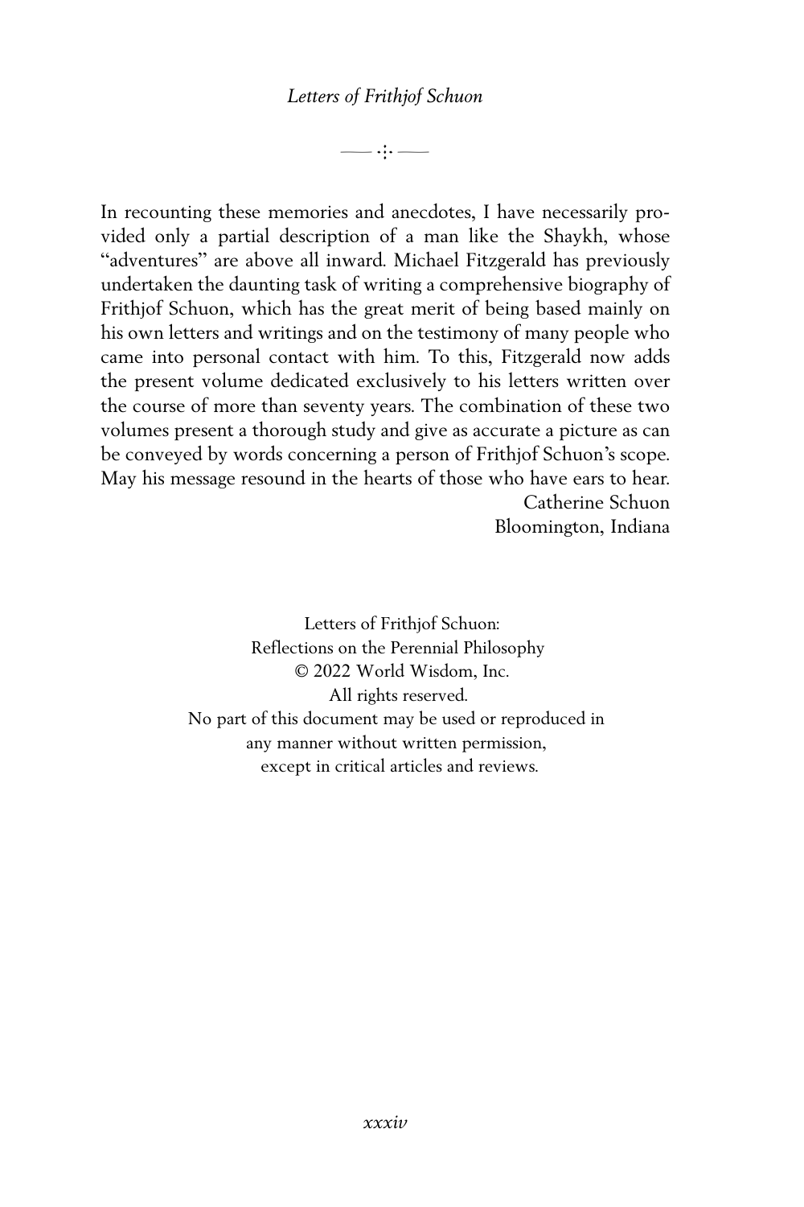—— ·:· ——

In recounting these memories and anecdotes, I have necessarily provided only a partial description of a man like the Shaykh, whose "adventures" are above all inward. Michael Fitzgerald has previously undertaken the daunting task of writing a comprehensive biography of Frithjof Schuon, which has the great merit of being based mainly on his own letters and writings and on the testimony of many people who came into personal contact with him. To this, Fitzgerald now adds the present volume dedicated exclusively to his letters written over the course of more than seventy years. The combination of these two volumes present a thorough study and give as accurate a picture as can be conveyed by words concerning a person of Frithjof Schuon's scope. May his message resound in the hearts of those who have ears to hear.

Catherine Schuon
Bloomington, Indiana

Letters of Frithjof Schuon:
Reflections on the Perennial Philosophy
© 2022 World Wisdom, Inc.
All rights reserved.
No part of this document may be used or reproduced in
any manner without written permission,
except in critical articles and reviews.